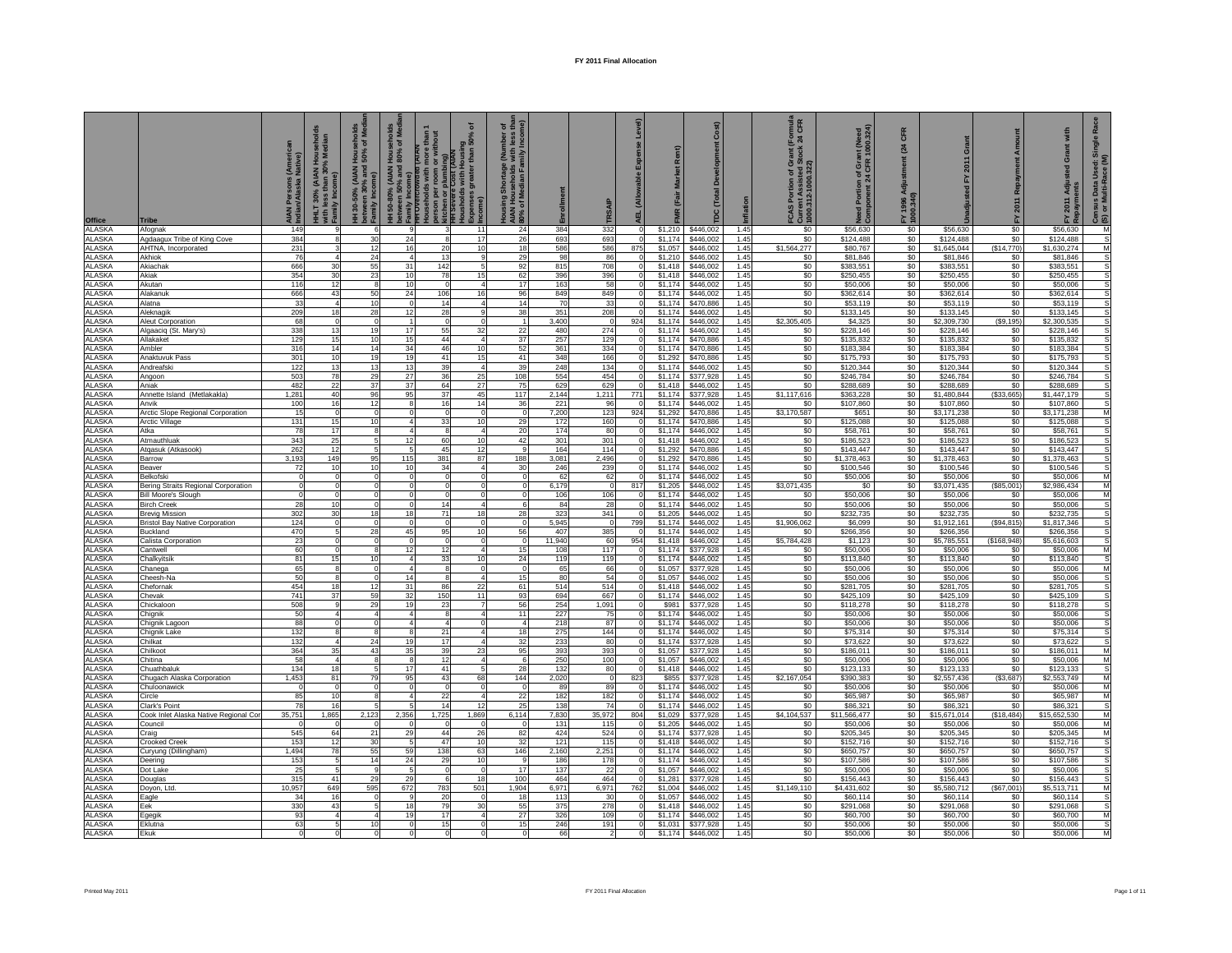# FY 2011 Final Allocation

| Office | Tribe | AIAN Persons (American Indian/Alaska Native) | HHLT 30% (AIAN Households with less than 30% Median Family Income) | HH 30-50% (AIAN Households between 30% and 50% of Median Family Income) | HH 50-80% (AIAN Households between 50% and 80% of Median Family Income) | HH Overcrowded (AIAN Households with more than 1 person per room or without kitchen or plumbing) | HH Severe Cost (AIAN Households with Housing Expenses greater than 50% of Income) | Housing Shortage (Number of AIAN Households with less than 80% of Median Family Income) | Enrollment | TRSAIP | AEL (Allowable Expense Level) | FMR (Fair Market Rent) | TDC (Total Development Cost) | Inflation | FCAS Portion of Grant (Formula Current Assisted Stock 24 CFR 1000.312-1000.322) | Need Portion of Grant (Need Component 24 CFR 1000.324) | FY 1996 Adjustment (24 CFR 1000.340) | Unadjusted FY 2011 Grant | FY 2011 Repayment Amount | FY 2011 Adjusted Grant with Repayments | Census Data Used: Single Race (S) or Multi-Race (M) |
|---|---|---|---|---|---|---|---|---|---|---|---|---|---|---|---|---|---|---|---|---|---|
| ALASKA | Afognak | 149 | 9 | 6 | 9 | 3 | 11 | 24 | 384 | 332 | 0 | $1,210 | $446,002 | 1.45 | $0 | $56,630 | $0 | $56,630 | $0 | $56,630 | M |
| ALASKA | Agdaagux Tribe of King Cove | 384 | 8 | 30 | 24 | 8 | 17 | 26 | 693 | 693 | 0 | $1,174 | $446,002 | 1.45 | $0 | $124,488 | $0 | $124,488 | $0 | $124,488 | S |
| ALASKA | AHTNA, Incorporated | 231 | 3 | 12 | 16 | 20 | 10 | 18 | 586 | 586 | 875 | $1,057 | $446,002 | 1.45 | $1,564,277 | $80,767 | $0 | $1,645,044 | ($14,770) | $1,630,274 | M |
| ALASKA | Akhiok | 76 | 4 | 24 | 4 | 13 | 9 | 29 | 98 | 86 | 0 | $1,210 | $446,002 | 1.45 | $0 | $81,846 | $0 | $81,846 | $0 | $81,846 | S |
| ALASKA | Akiachak | 666 | 30 | 55 | 31 | 142 | 5 | 92 | 815 | 708 | 0 | $1,418 | $446,002 | 1.45 | $0 | $383,551 | $0 | $383,551 | $0 | $383,551 | S |
| ALASKA | Akiak | 354 | 30 | 23 | 10 | 78 | 15 | 62 | 396 | 396 | 0 | $1,418 | $446,002 | 1.45 | $0 | $250,455 | $0 | $250,455 | $0 | $250,455 | S |
| ALASKA | Akutan | 116 | 12 | 8 | 10 | 0 | 4 | 17 | 163 | 58 | 0 | $1,174 | $446,002 | 1.45 | $0 | $50,006 | $0 | $50,006 | $0 | $50,006 | S |
| ALASKA | Alakanuk | 666 | 43 | 50 | 24 | 106 | 16 | 96 | 849 | 849 | 0 | $1,174 | $446,002 | 1.45 | $0 | $362,614 | $0 | $362,614 | $0 | $362,614 | S |
| ALASKA | Alatna | 33 | 4 | 10 | 0 | 14 | 4 | 14 | 70 | 33 | 0 | $1,174 | $470,886 | 1.45 | $0 | $53,119 | $0 | $53,119 | $0 | $53,119 | S |
| ALASKA | Aleknagik | 209 | 18 | 28 | 12 | 28 | 9 | 38 | 351 | 208 | 0 | $1,174 | $446,002 | 1.45 | $0 | $133,145 | $0 | $133,145 | $0 | $133,145 | S |
| ALASKA | Aleut Corporation | 68 | 0 | 0 | 1 | 0 | 0 | 1 | 3,400 | 0 | 924 | $1,174 | $446,002 | 1.45 | $2,305,405 | $4,325 | $0 | $2,309,730 | ($9,195) | $2,300,535 | S |
| ALASKA | Algaaciq (St. Mary's) | 338 | 13 | 19 | 17 | 55 | 32 | 22 | 480 | 274 | 0 | $1,174 | $446,002 | 1.45 | $0 | $228,146 | $0 | $228,146 | $0 | $228,146 | S |
| ALASKA | Allakaket | 129 | 15 | 10 | 15 | 44 | 4 | 37 | 257 | 129 | 0 | $1,174 | $470,886 | 1.45 | $0 | $135,832 | $0 | $135,832 | $0 | $135,832 | S |
| ALASKA | Ambler | 316 | 14 | 14 | 34 | 46 | 10 | 52 | 361 | 334 | 0 | $1,174 | $470,886 | 1.45 | $0 | $183,384 | $0 | $183,384 | $0 | $183,384 | S |
| ALASKA | Anaktuvuk Pass | 301 | 10 | 19 | 19 | 41 | 15 | 41 | 348 | 166 | 0 | $1,292 | $470,886 | 1.45 | $0 | $175,793 | $0 | $175,793 | $0 | $175,793 | S |
| ALASKA | Andreafski | 122 | 13 | 13 | 13 | 39 | 4 | 39 | 248 | 134 | 0 | $1,174 | $446,002 | 1.45 | $0 | $120,344 | $0 | $120,344 | $0 | $120,344 | S |
| ALASKA | Angoon | 503 | 78 | 29 | 27 | 36 | 25 | 108 | 554 | 454 | 0 | $1,174 | $377,928 | 1.45 | $0 | $246,784 | $0 | $246,784 | $0 | $246,784 | S |
| ALASKA | Aniak | 482 | 22 | 37 | 37 | 64 | 27 | 75 | 629 | 629 | 0 | $1,418 | $446,002 | 1.45 | $0 | $288,689 | $0 | $288,689 | $0 | $288,689 | S |
| ALASKA | Annette Island (Metlakakla) | 1,281 | 40 | 96 | 95 | 37 | 45 | 117 | 2,144 | 1,211 | 771 | $1,174 | $377,928 | 1.45 | $1,117,616 | $363,228 | $0 | $1,480,844 | ($33,665) | $1,447,179 | S |
| ALASKA | Anvik | 100 | 16 | 12 | 8 | 16 | 14 | 36 | 221 | 96 | 0 | $1,174 | $446,002 | 1.45 | $0 | $107,860 | $0 | $107,860 | $0 | $107,860 | S |
| ALASKA | Arctic Slope Regional Corporation | 15 | 0 | 0 | 0 | 0 | 0 | 0 | 7,200 | 123 | 924 | $1,292 | $470,886 | 1.45 | $3,170,587 | $651 | $0 | $3,171,238 | $0 | $3,171,238 | M |
| ALASKA | Arctic Village | 131 | 15 | 10 | 4 | 33 | 10 | 29 | 172 | 160 | 0 | $1,174 | $470,886 | 1.45 | $0 | $125,088 | $0 | $125,088 | $0 | $125,088 | S |
| ALASKA | Atka | 78 | 17 | 8 | 4 | 8 | 4 | 20 | 174 | 80 | 0 | $1,174 | $446,002 | 1.45 | $0 | $58,761 | $0 | $58,761 | $0 | $58,761 | S |
| ALASKA | Atmauthluak | 343 | 25 | 5 | 12 | 60 | 10 | 42 | 301 | 301 | 0 | $1,418 | $446,002 | 1.45 | $0 | $186,523 | $0 | $186,523 | $0 | $186,523 | S |
| ALASKA | Atqasuk (Atkasook) | 262 | 12 | 5 | 5 | 45 | 12 | 9 | 164 | 114 | 0 | $1,292 | $470,886 | 1.45 | $0 | $143,447 | $0 | $143,447 | $0 | $143,447 | S |
| ALASKA | Barrow | 3,193 | 149 | 95 | 115 | 381 | 87 | 188 | 3,081 | 2,496 | 0 | $1,292 | $470,886 | 1.45 | $0 | $1,378,463 | $0 | $1,378,463 | $0 | $1,378,463 | S |
| ALASKA | Beaver | 72 | 10 | 10 | 10 | 34 | 4 | 30 | 246 | 239 | 0 | $1,174 | $446,002 | 1.45 | $0 | $100,546 | $0 | $100,546 | $0 | $100,546 | S |
| ALASKA | Belkofski | 0 | 0 | 0 | 0 | 0 | 0 | 0 | 62 | 62 | 0 | $1,174 | $446,002 | 1.45 | $0 | $50,006 | $0 | $50,006 | $0 | $50,006 | M |
| ALASKA | Bering Straits Regional Corporation | 0 | 0 | 0 | 0 | 0 | 0 | 0 | 6,179 | 0 | 817 | $1,205 | $446,002 | 1.45 | $3,071,435 | $0 | $0 | $3,071,435 | ($85,001) | $2,986,434 | M |
| ALASKA | Bill Moore's Slough | 0 | 0 | 0 | 0 | 0 | 0 | 0 | 106 | 106 | 0 | $1,174 | $446,002 | 1.45 | $0 | $50,006 | $0 | $50,006 | $0 | $50,006 | M |
| ALASKA | Birch Creek | 28 | 10 | 0 | 0 | 14 | 4 | 6 | 84 | 28 | 0 | $1,174 | $446,002 | 1.45 | $0 | $50,006 | $0 | $50,006 | $0 | $50,006 | S |
| ALASKA | Brevig Mission | 302 | 30 | 18 | 18 | 71 | 18 | 28 | 323 | 341 | 0 | $1,205 | $446,002 | 1.45 | $0 | $232,735 | $0 | $232,735 | $0 | $232,735 | S |
| ALASKA | Bristol Bay Native Corporation | 124 | 0 | 0 | 0 | 0 | 0 | 0 | 5,945 | 0 | 799 | $1,174 | $446,002 | 1.45 | $1,906,062 | $6,099 | $0 | $1,912,161 | ($94,815) | $1,817,346 | S |
| ALASKA | Buckland | 470 | 5 | 28 | 45 | 95 | 10 | 56 | 407 | 385 | 0 | $1,174 | $446,002 | 1.45 | $0 | $266,356 | $0 | $266,356 | $0 | $266,356 | S |
| ALASKA | Calista Corporation | 23 | 0 | 0 | 0 | 0 | 0 | 0 | 11,940 | 60 | 954 | $1,418 | $446,002 | 1.45 | $5,784,428 | $1,123 | $0 | $5,785,551 | ($168,948) | $5,616,603 | S |
| ALASKA | Cantwell | 60 | 0 | 8 | 12 | 12 | 4 | 15 | 108 | 117 | 0 | $1,174 | $377,928 | 1.45 | $0 | $50,006 | $0 | $50,006 | $0 | $50,006 | M |
| ALASKA | Chalkyitsik | 81 | 15 | 10 | 4 | 33 | 10 | 24 | 119 | 119 | 0 | $1,174 | $446,002 | 1.45 | $0 | $113,840 | $0 | $113,840 | $0 | $113,840 | S |
| ALASKA | Chanega | 65 | 8 | 0 | 4 | 8 | 0 | 0 | 65 | 66 | 0 | $1,057 | $377,928 | 1.45 | $0 | $50,006 | $0 | $50,006 | $0 | $50,006 | M |
| ALASKA | Cheesh-Na | 50 | 8 | 0 | 14 | 8 | 4 | 15 | 80 | 54 | 0 | $1,057 | $446,002 | 1.45 | $0 | $50,006 | $0 | $50,006 | $0 | $50,006 | S |
| ALASKA | Chefornak | 454 | 18 | 12 | 31 | 86 | 22 | 61 | 514 | 514 | 0 | $1,418 | $446,002 | 1.45 | $0 | $281,705 | $0 | $281,705 | $0 | $281,705 | S |
| ALASKA | Chevak | 741 | 37 | 59 | 32 | 150 | 11 | 93 | 694 | 667 | 0 | $1,174 | $446,002 | 1.45 | $0 | $425,109 | $0 | $425,109 | $0 | $425,109 | S |
| ALASKA | Chickaloon | 508 | 9 | 29 | 19 | 23 | 7 | 56 | 254 | 1,091 | 0 | $981 | $377,928 | 1.45 | $0 | $118,278 | $0 | $118,278 | $0 | $118,278 | S |
| ALASKA | Chignik | 50 | 4 | 4 | 4 | 8 | 4 | 11 | 227 | 75 | 0 | $1,174 | $446,002 | 1.45 | $0 | $50,006 | $0 | $50,006 | $0 | $50,006 | S |
| ALASKA | Chignik Lagoon | 88 | 0 | 0 | 4 | 4 | 0 | 4 | 218 | 87 | 0 | $1,174 | $446,002 | 1.45 | $0 | $50,006 | $0 | $50,006 | $0 | $50,006 | S |
| ALASKA | Chignik Lake | 132 | 8 | 8 | 8 | 21 | 4 | 18 | 275 | 144 | 0 | $1,174 | $446,002 | 1.45 | $0 | $75,314 | $0 | $75,314 | $0 | $75,314 | S |
| ALASKA | Chilkat | 132 | 4 | 24 | 19 | 17 | 4 | 32 | 233 | 80 | 0 | $1,174 | $377,928 | 1.45 | $0 | $73,622 | $0 | $73,622 | $0 | $73,622 | S |
| ALASKA | Chilkoot | 364 | 35 | 43 | 35 | 39 | 23 | 95 | 393 | 393 | 0 | $1,057 | $377,928 | 1.45 | $0 | $186,011 | $0 | $186,011 | $0 | $186,011 | M |
| ALASKA | Chitina | 58 | 4 | 8 | 8 | 12 | 4 | 6 | 250 | 100 | 0 | $1,057 | $446,002 | 1.45 | $0 | $50,006 | $0 | $50,006 | $0 | $50,006 | M |
| ALASKA | Chuathbaluk | 134 | 18 | 5 | 17 | 41 | 5 | 28 | 132 | 80 | 0 | $1,418 | $446,002 | 1.45 | $0 | $123,133 | $0 | $123,133 | $0 | $123,133 | S |
| ALASKA | Chugach Alaska Corporation | 1,453 | 81 | 79 | 95 | 43 | 68 | 144 | 2,020 | 0 | 823 | $855 | $377,928 | 1.45 | $2,167,054 | $390,383 | $0 | $2,557,436 | ($3,687) | $2,553,749 | M |
| ALASKA | Chuloonawick | 0 | 0 | 0 | 0 | 0 | 0 | 0 | 89 | 89 | 0 | $1,174 | $446,002 | 1.45 | $0 | $50,006 | $0 | $50,006 | $0 | $50,006 | M |
| ALASKA | Circle | 85 | 10 | 8 | 4 | 22 | 4 | 22 | 182 | 182 | 0 | $1,174 | $446,002 | 1.45 | $0 | $65,987 | $0 | $65,987 | $0 | $65,987 | M |
| ALASKA | Clark's Point | 78 | 16 | 5 | 5 | 14 | 12 | 25 | 138 | 74 | 0 | $1,174 | $446,002 | 1.45 | $0 | $86,321 | $0 | $86,321 | $0 | $86,321 | S |
| ALASKA | Cook Inlet Alaska Native Regional Cor | 35,751 | 1,865 | 2,123 | 2,356 | 1,725 | 1,869 | 6,114 | 7,830 | 35,972 | 804 | $1,029 | $377,928 | 1.45 | $4,104,537 | $11,566,477 | $0 | $15,671,014 | ($18,484) | $15,652,530 | M |
| ALASKA | Council | 0 | 0 | 0 | 0 | 0 | 0 | 0 | 131 | 115 | 0 | $1,205 | $446,002 | 1.45 | $0 | $50,006 | $0 | $50,006 | $0 | $50,006 | M |
| ALASKA | Craig | 545 | 64 | 21 | 29 | 44 | 26 | 82 | 424 | 524 | 0 | $1,174 | $377,928 | 1.45 | $0 | $205,345 | $0 | $205,345 | $0 | $205,345 | M |
| ALASKA | Crooked Creek | 153 | 12 | 30 | 5 | 47 | 10 | 32 | 121 | 115 | 0 | $1,418 | $446,002 | 1.45 | $0 | $152,716 | $0 | $152,716 | $0 | $152,716 | S |
| ALASKA | Curyung (Dillingham) | 1,494 | 78 | 55 | 59 | 138 | 63 | 146 | 2,160 | 2,251 | 0 | $1,174 | $446,002 | 1.45 | $0 | $650,757 | $0 | $650,757 | $0 | $650,757 | S |
| ALASKA | Deering | 153 | 5 | 14 | 24 | 29 | 10 | 9 | 186 | 178 | 0 | $1,174 | $446,002 | 1.45 | $0 | $107,586 | $0 | $107,586 | $0 | $107,586 | S |
| ALASKA | Dot Lake | 25 | 5 | 9 | 5 | 0 | 0 | 17 | 137 | 22 | 0 | $1,057 | $446,002 | 1.45 | $0 | $50,006 | $0 | $50,006 | $0 | $50,006 | S |
| ALASKA | Douglas | 315 | 41 | 29 | 29 | 6 | 18 | 100 | 464 | 464 | 0 | $1,281 | $377,928 | 1.45 | $0 | $156,443 | $0 | $156,443 | $0 | $156,443 | S |
| ALASKA | Doyon, Ltd. | 10,957 | 649 | 595 | 672 | 783 | 501 | 1,904 | 6,971 | 6,971 | 762 | $1,004 | $446,002 | 1.45 | $1,149,110 | $4,431,602 | $0 | $5,580,712 | ($67,001) | $5,513,711 | M |
| ALASKA | Eagle | 34 | 16 | 0 | 9 | 20 | 0 | 18 | 113 | 30 | 0 | $1,057 | $446,002 | 1.45 | $0 | $60,114 | $0 | $60,114 | $0 | $60,114 | S |
| ALASKA | Eek | 330 | 43 | 5 | 18 | 79 | 30 | 55 | 375 | 278 | 0 | $1,418 | $446,002 | 1.45 | $0 | $291,068 | $0 | $291,068 | $0 | $291,068 | S |
| ALASKA | Egegik | 93 | 4 | 4 | 19 | 17 | 4 | 27 | 326 | 109 | 0 | $1,174 | $446,002 | 1.45 | $0 | $60,700 | $0 | $60,700 | $0 | $60,700 | M |
| ALASKA | Eklutna | 63 | 5 | 10 | 0 | 15 | 0 | 15 | 246 | 191 | 0 | $1,031 | $377,928 | 1.45 | $0 | $50,006 | $0 | $50,006 | $0 | $50,006 | S |
| ALASKA | Ekuk | 0 | 0 | 0 | 0 | 0 | 0 | 0 | 66 | 2 | 0 | $1,174 | $446,002 | 1.45 | $0 | $50,006 | $0 | $50,006 | $0 | $50,006 | M |

Printed May 2011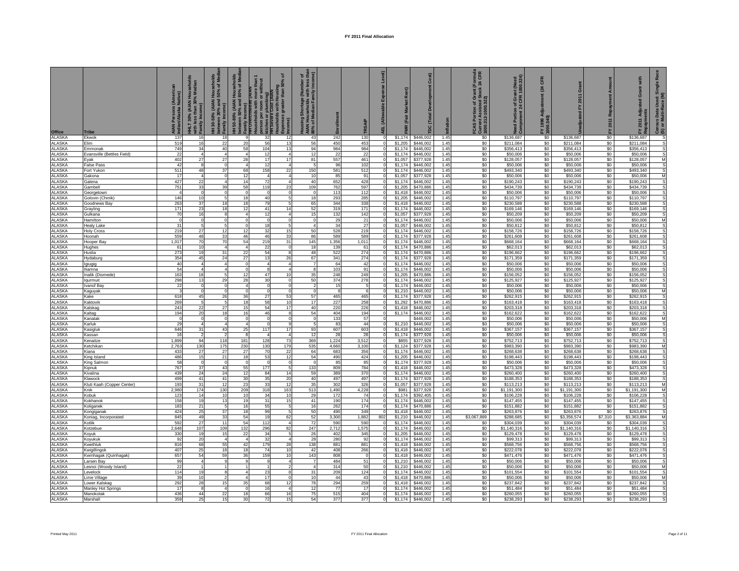# FY 2011 Final Allocation

| Office | Tribe | AIAN Persons (American Indian/Alaska Native) | HHLT 30% (AIAN Households with less than 30% Median Family Income) | HH 30-50% (AIAN Households between 30% and 50% of Median Family Income) | HH 50-80% (AIAN Households between 50% and 80% of Median Family Income) | HH Overcrowded (AIAN Households with more than 1 person per room or without kitchen or plumbing) | HH Severe Cost (AIAN Households with Housing Expenses greater than 50% of Income) | Housing Shortage (Number of AIAN Households with less than 80% of Median Family Income) | Enrollment | TRSAIP | AEL (Allowable Expense Level) | FMR (Fair Market Rent) | TDC (Total Development Cost) | Inflation | FCAS Portion of Grant (Formula Current Assisted Stock 24 CFR 1000.312-1000.322) | Need Portion of Grant (Need Component 24 CFR 1000.324) | FY 1996 Adjustment (24 CFR 1000.340) | Unadjusted FY 2011 Grant | FY 2011 Repayment Amount | FY 2011 Adjusted Grant with Repayments | Census Data Used: Single Race (S) or Multi-Race (M) |
|---|---|---|---|---|---|---|---|---|---|---|---|---|---|---|---|---|---|---|---|---|---|
| ALASKA | Ekwok | 137 | 16 | 18 | 9 | 32 | 12 | 43 | 242 | 130 | 0 | $1,174 | $446,002 | 1.45 | $0 | $136,687 | $0 | $136,687 | $0 | $136,687 | S |
| ALASKA | Elim | 519 | 16 | 22 | 20 | 56 | 13 | 56 | 450 | 453 | 0 | $1,205 | $446,002 | 1.45 | $0 | $211,084 | $0 | $211,084 | $0 | $211,084 | S |
| ALASKA | Emmonak | 749 | 34 | 40 | 58 | 104 | 13 | 94 | 984 | 984 | 0 | $1,174 | $446,002 | 1.45 | $0 | $356,413 | $0 | $356,413 | $0 | $356,413 | S |
| ALASKA | Evansville (Bettles Field) | 22 | 4 | 4 | 4 | 12 | 4 | 12 | 22 | 22 | 0 | $1,174 | $446,002 | 1.45 | $0 | $50,006 | $0 | $50,006 | $0 | $50,006 | S |
| ALASKA | Eyak | 402 | 27 | 27 | 28 | 17 | 17 | 81 | 557 | 461 | 0 | $1,057 | $377,928 | 1.45 | $0 | $128,057 | $0 | $128,057 | $0 | $128,057 | M |
| ALASKA | False Pass | 42 | 8 | 0 | 4 | 12 | 4 | 5 | 96 | 102 | 0 | $1,174 | $446,002 | 1.45 | $0 | $50,006 | $0 | $50,006 | $0 | $50,006 | S |
| ALASKA | Fort Yukon | 511 | 48 | 37 | 68 | 158 | 22 | 150 | 581 | 512 | 0 | $1,174 | $446,002 | 1.45 | $0 | $493,340 | $0 | $493,340 | $0 | $493,340 | S |
| ALASKA | Gakona | 17 | 4 | 0 | 12 | 4 | 4 | 10 | 85 | 91 | 0 | $1,057 | $377,928 | 1.45 | $0 | $50,006 | $0 | $50,006 | $0 | $50,006 | M |
| ALASKA | Galena | 427 | 22 | 4 | 14 | 72 | 4 | 40 | 652 | 428 | 0 | $1,174 | $446,002 | 1.45 | $0 | $190,243 | $0 | $190,243 | $0 | $190,243 | S |
| ALASKA | Gambell | 751 | 33 | 39 | 58 | 119 | 23 | 109 | 762 | 597 | 0 | $1,205 | $470,886 | 1.45 | $0 | $434,739 | $0 | $434,739 | $0 | $434,739 | S |
| ALASKA | Georgetown | 4 | 0 | 0 | 0 | 0 | 0 | 0 | 113 | 112 | 0 | $1,418 | $446,002 | 1.45 | $0 | $50,006 | $0 | $50,006 | $0 | $50,006 | S |
| ALASKA | Golovin (Chinik) | 146 | 10 | 5 | 18 | 40 | 5 | 18 | 293 | 285 | 0 | $1,205 | $446,002 | 1.45 | $0 | $110,797 | $0 | $110,797 | $0 | $110,797 | S |
| ALASKA | Goodnews Bay | 263 | 37 | 18 | 18 | 79 | 5 | 65 | 344 | 338 | 0 | $1,418 | $446,002 | 1.45 | $0 | $230,588 | $0 | $230,588 | $0 | $230,588 | S |
| ALASKA | Grayling | 171 | 23 | 18 | 12 | 41 | 14 | 52 | 319 | 171 | 0 | $1,174 | $446,002 | 1.45 | $0 | $169,146 | $0 | $169,146 | $0 | $169,146 | S |
| ALASKA | Gulkana | 70 | 16 | 8 | 4 | 12 | 4 | 15 | 132 | 142 | 0 | $1,057 | $377,928 | 1.45 | $0 | $50,209 | $0 | $50,209 | $0 | $50,209 | S |
| ALASKA | Hamilton | 0 | 0 | 0 | 0 | 0 | 0 | 0 | 29 | 21 | 0 | $1,174 | $446,002 | 1.45 | $0 | $50,006 | $0 | $50,006 | $0 | $50,006 | M |
| ALASKA | Healy Lake | 31 | 5 | 5 | 0 | 18 | 5 | 4 | 34 | 27 | 0 | $1,057 | $446,002 | 1.45 | $0 | $50,812 | $0 | $50,812 | $0 | $50,812 | S |
| ALASKA | Holy Cross | 219 | 27 | 12 | 12 | 32 | 15 | 50 | 528 | 219 | 0 | $1,174 | $446,002 | 1.45 | $0 | $158,726 | $0 | $158,726 | $0 | $158,726 | S |
| ALASKA | Hoonah | 559 | 48 | 33 | 46 | 46 | 33 | 86 | 589 | 589 | 0 | $1,174 | $377,928 | 1.45 | $0 | $261,608 | $0 | $261,608 | $0 | $261,608 | S |
| ALASKA | Hooper Bay | 1,017 | 70 | 70 | 54 | 219 | 31 | 145 | 1,356 | 1,011 | 0 | $1,174 | $446,002 | 1.45 | $0 | $668,164 | $0 | $668,164 | $0 | $668,164 | S |
| ALASKA | Hughes | 61 | 10 | 4 | 4 | 22 | 0 | 18 | 139 | 61 | 0 | $1,174 | $470,886 | 1.45 | $0 | $62,013 | $0 | $62,013 | $0 | $62,013 | S |
| ALASKA | Huslia | 273 | 19 | 31 | 22 | 54 | 8 | 48 | 522 | 274 | 0 | $1,174 | $470,886 | 1.45 | $0 | $196,662 | $0 | $196,662 | $0 | $196,662 | S |
| ALASKA | Hydaburg | 354 | 45 | 24 | 27 | 13 | 26 | 67 | 341 | 274 | 0 | $1,174 | $377,928 | 1.45 | $0 | $171,359 | $0 | $171,359 | $0 | $171,359 | S |
| ALASKA | Igiugig | 40 | 4 | 4 | 0 | 4 | 4 | 7 | 64 | 42 | 0 | $1,174 | $446,002 | 1.45 | $0 | $50,006 | $0 | $50,006 | $0 | $50,006 | S |
| ALASKA | Iliamna | 54 | 4 | 4 | 0 | 8 | 4 | 8 | 103 | 91 | 0 | $1,174 | $446,002 | 1.45 | $0 | $50,006 | $0 | $50,006 | $0 | $50,006 | S |
| ALASKA | Inalik (Diomede) | 163 | 18 | 5 | 12 | 47 | 10 | 35 | 248 | 249 | 0 | $1,205 | $470,886 | 1.45 | $0 | $156,052 | $0 | $156,052 | $0 | $156,052 | S |
| ALASKA | Iqurmuit | 298 | 13 | 29 | 28 | 30 | 0 | 50 | 374 | 278 | 0 | $1,174 | $446,002 | 1.45 | $0 | $125,927 | $0 | $125,927 | $0 | $125,927 | S |
| ALASKA | Ivanof Bay | 22 | 0 | 0 | 4 | 0 | 0 | 2 | 15 | 5 | 0 | $1,174 | $446,002 | 1.45 | $0 | $50,006 | $0 | $50,006 | $0 | $50,006 | S |
| ALASKA | Kaguyak | 3 | 0 | 0 | 0 | 0 | 0 | 0 | 8 | 6 | 0 | $1,210 | $446,002 | 1.45 | $0 | $50,006 | $0 | $50,006 | $0 | $50,006 | M |
| ALASKA | Kake | 618 | 45 | 26 | 36 | 27 | 53 | 57 | 465 | 465 | 0 | $1,174 | $377,928 | 1.45 | $0 | $262,915 | $0 | $262,915 | $0 | $262,915 | S |
| ALASKA | Kaktovik | 269 | 5 | 5 | 18 | 58 | 10 | 17 | 227 | 258 | 0 | $1,292 | $470,886 | 1.45 | $0 | $163,418 | $0 | $163,418 | $0 | $163,418 | S |
| ALASKA | Kalskag | 243 | 22 | 27 | 15 | 54 | 17 | 40 | 220 | 226 | 0 | $1,418 | $446,002 | 1.45 | $0 | $203,318 | $0 | $203,318 | $0 | $203,318 | S |
| ALASKA | Kaltag | 194 | 20 | 18 | 16 | 46 | 8 | 54 | 404 | 194 | 0 | $1,174 | $446,002 | 1.45 | $0 | $162,622 | $0 | $162,622 | $0 | $162,622 | S |
| ALASKA | Kanatak | 0 | 0 | 0 | 0 | 0 | 0 | 0 | 133 | 57 | 0 | | $446,002 | 1.45 | $0 | $50,006 | $0 | $50,006 | $0 | $50,006 | M |
| ALASKA | Karluk | 29 | 4 | 4 | 4 | 0 | 9 | 5 | 83 | 44 | 0 | $1,210 | $446,002 | 1.45 | $0 | $50,006 | $0 | $50,006 | $0 | $50,006 | S |
| ALASKA | Kasigluk | 646 | 31 | 43 | 25 | 117 | 17 | 93 | 607 | 603 | 0 | $1,418 | $446,002 | 1.45 | $0 | $367,157 | $0 | $367,157 | $0 | $367,157 | S |
| ALASKA | Kassan | 16 | 2 | 2 | 8 | 4 | 4 | 12 | 28 | 28 | 0 | $1,174 | $377,928 | 1.45 | $0 | $50,006 | $0 | $50,006 | $0 | $50,006 | S |
| ALASKA | Kenaitze | 1,899 | 94 | 118 | 181 | 128 | 73 | 369 | 1,224 | 3,512 | 0 | $855 | $377,928 | 1.45 | $0 | $752,713 | $0 | $752,713 | $0 | $752,713 | S |
| ALASKA | Ketchikan | 2,763 | 130 | 175 | 230 | 130 | 179 | 535 | 4,660 | 3,100 | 0 | $1,124 | $377,928 | 1.45 | $0 | $983,390 | $0 | $983,390 | $0 | $983,390 | M |
| ALASKA | Kiana | 433 | 27 | 27 | 27 | 70 | 22 | 64 | 683 | 356 | 0 | $1,174 | $446,002 | 1.45 | $0 | $268,638 | $0 | $268,638 | $0 | $268,638 | S |
| ALASKA | King Island | 486 | 15 | 21 | 18 | 53 | 12 | 54 | 490 | 424 | 0 | $1,205 | $446,002 | 1.45 | $0 | $198,443 | $0 | $198,443 | $0 | $198,443 | S |
| ALASKA | King Salmon | 58 | 0 | 0 | 0 | 0 | 0 | 0 | 85 | 85 | 0 | $1,174 | $377,928 | 1.45 | $0 | $50,006 | $0 | $50,006 | $0 | $50,006 | S |
| ALASKA | Kipnuk | 767 | 37 | 43 | 55 | 177 | 5 | 133 | 809 | 784 | 0 | $1,418 | $446,002 | 1.45 | $0 | $473,328 | $0 | $473,328 | $0 | $473,328 | S |
| ALASKA | Kivalina | 439 | 24 | 24 | 12 | 84 | 14 | 59 | 389 | 370 | 0 | $1,174 | $446,002 | 1.45 | $0 | $260,400 | $0 | $260,400 | $0 | $260,400 | S |
| ALASKA | Klawock | 499 | 41 | 41 | 30 | 35 | 20 | 40 | 497 | 497 | 0 | $1,174 | $377,928 | 1.45 | $0 | $188,353 | $0 | $188,353 | $0 | $188,353 | S |
| ALASKA | Kluti Kaah (Copper Center) | 193 | 31 | 12 | 23 | 33 | 12 | 35 | 302 | 326 | 0 | $1,057 | $377,928 | 1.45 | $0 | $113,213 | $0 | $113,213 | $0 | $113,213 | M |
| ALASKA | Knik | 2,980 | 174 | 130 | 209 | 318 | 163 | 513 | 1,490 | 4,228 | 0 | $981 | $377,928 | 1.45 | $0 | $1,191,300 | $0 | $1,191,300 | $0 | $1,191,300 | M |
| ALASKA | Kobuk | 123 | 14 | 10 | 10 | 34 | 10 | 29 | 172 | 74 | 0 | $1,174 | $392,405 | 1.45 | $0 | $106,228 | $0 | $106,228 | $0 | $106,228 | S |
| ALASKA | Kokhanok | 158 | 19 | 13 | 19 | 31 | 15 | 41 | 190 | 174 | 0 | $1,174 | $446,002 | 1.45 | $0 | $147,455 | $0 | $147,455 | $0 | $147,455 | S |
| ALASKA | Koliganek | 183 | 21 | 5 | 16 | 55 | 5 | 16 | 262 | 174 | 0 | $1,174 | $470,886 | 1.45 | $0 | $151,882 | $0 | $151,882 | $0 | $151,882 | S |
| ALASKA | Kongiganak | 424 | 25 | 37 | 18 | 99 | 5 | 50 | 490 | 349 | 0 | $1,418 | $446,002 | 1.45 | $0 | $263,876 | $0 | $263,876 | $0 | $263,876 | S |
| ALASKA | Koniag, Incorporated | 845 | 49 | 33 | 54 | 19 | 62 | 52 | 3,300 | 1,882 | 802 | $1,210 | $446,002 | 1.45 | $3,067,889 | $288,685 | $0 | $3,356,574 | $7,310 | $3,363,884 | M |
| ALASKA | Kotlik | 592 | 27 | 11 | 54 | 112 | 4 | 72 | 590 | 590 | 0 | $1,174 | $446,002 | 1.45 | $0 | $304,039 | $0 | $304,039 | $0 | $304,039 | S |
| ALASKA | Kotzebue | 2,648 | 107 | 109 | 132 | 296 | 82 | 247 | 2,712 | 1,575 | 0 | $1,174 | $446,002 | 1.45 | $0 | $1,140,316 | $0 | $1,140,316 | $0 | $1,140,316 | S |
| ALASKA | Koyuk | 330 | 19 | 15 | 22 | 34 | 5 | 26 | 402 | 345 | 0 | $1,205 | $446,002 | 1.45 | $0 | $129,478 | $0 | $129,478 | $0 | $129,478 | S |
| ALASKA | Koyukuk | 92 | 20 | 4 | 4 | 32 | 4 | 28 | 280 | 92 | 0 | $1,174 | $446,002 | 1.45 | $0 | $99,313 | $0 | $99,313 | $0 | $99,313 | S |
| ALASKA | Kwethluk | 816 | 68 | 55 | 42 | 179 | 28 | 138 | 881 | 881 | 0 | $1,418 | $446,002 | 1.45 | $0 | $568,756 | $0 | $568,756 | $0 | $568,756 | S |
| ALASKA | Kwigillingok | 407 | 25 | 18 | 18 | 74 | 10 | 42 | 408 | 266 | 0 | $1,418 | $446,002 | 1.45 | $0 | $222,078 | $0 | $222,078 | $0 | $222,078 | S |
| ALASKA | Kwinhagak (Quinhagak) | 657 | 54 | 59 | 36 | 159 | 10 | 143 | 808 | 0 | 0 | $1,418 | $446,002 | 1.45 | $0 | $471,476 | $0 | $471,476 | $0 | $471,476 | S |
| ALASKA | Larsen Bay | 99 | 4 | 9 | 9 | 9 | 4 | 7 | 484 | 51 | 0 | $1,210 | $446,002 | 1.45 | $0 | $50,006 | $0 | $50,006 | $0 | $50,006 | S |
| ALASKA | Lesnoi (Woody Island) | 22 | 1 | 1 | 1 | 1 | 2 | 4 | 314 | 50 | 0 | $1,210 | $446,002 | 1.45 | $0 | $50,006 | $0 | $50,006 | $0 | $50,006 | M |
| ALASKA | Levelock | 114 | 19 | 8 | 4 | 23 | 8 | 31 | 209 | 124 | 0 | $1,174 | $446,002 | 1.45 | $0 | $101,554 | $0 | $101,554 | $0 | $101,554 | S |
| ALASKA | Lime Village | 39 | 10 | 2 | 4 | 17 | 0 | 10 | 44 | 43 | 0 | $1,418 | $470,886 | 1.45 | $0 | $50,006 | $0 | $50,006 | $0 | $50,006 | M |
| ALASKA | Lower.Kalskag | 292 | 28 | 15 | 35 | 68 | 12 | 78 | 294 | 259 | 0 | $1,418 | $446,002 | 1.45 | $0 | $237,842 | $0 | $237,842 | $0 | $237,842 | S |
| ALASKA | Manley Hot Springs | 17 | 8 | 4 | 0 | 16 | 4 | 12 | 77 | 17 | 0 | $1,174 | $446,002 | 1.45 | $0 | $51,484 | $0 | $51,484 | $0 | $51,484 | S |
| ALASKA | Manokotak | 436 | 44 | 22 | 18 | 66 | 16 | 75 | 515 | 404 | 0 | $1,174 | $446,002 | 1.45 | $0 | $260,055 | $0 | $260,055 | $0 | $260,055 | S |
| ALASKA | Marshall | 359 | 25 | 15 | 30 | 72 | 15 | 54 | 377 | 377 | 0 | $1,174 | $446,002 | 1.45 | $0 | $238,293 | $0 | $238,293 | $0 | $238,293 | S |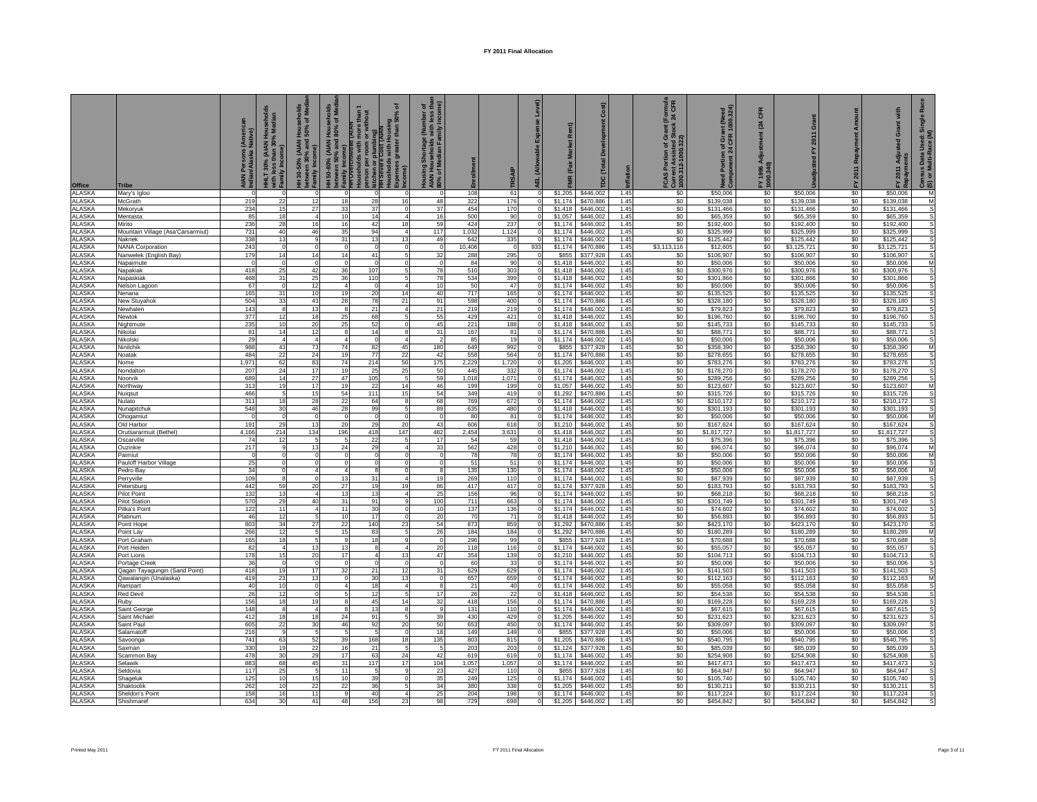# FY 2011 Final Allocation

| Office | Tribe | AIAN Persons (American Indian/Alaska Native) | HHLT 30% (AIAN Households with less than 30% Median Family Income) | HH 30-50% (AIAN Households between 30% and 50% of Median Family Income) | HH 50-80% (AIAN Households between 50% and 80% of Median Family Income) | HH Overcrowded (AIAN Households with more than 1 person per room or without kitchen or plumbing) | HH Severe Cost (AIAN Households with Housing Expenses greater than 50% of Income) | Housing Shortage (Number of AIAN Households with less than 80% of Median Family Income) | Enrollment | TRSAIP | AEL (Allowable Expense Level) | FMR (Fair Market Rent) | TDC (Total Development Cost) | Inflation | FCAS Portion of Grant (Formula Current Assisted Stock 24 CFR 1000.312-1000.322) | Need Portion of Grant (Need Component 24 CFR 1000.324) | FY 1996 Adjustment (24 CFR 1000.340) | Unadjusted FY 2011 Grant | FY 2011 Repayment Amount | FY 2011 Adjusted Grant with Repayments | Census Data Used: Single Race (S) or Multi-Race (M) |
|---|---|---|---|---|---|---|---|---|---|---|---|---|---|---|---|---|---|---|---|---|---|
| ALASKA | Mary's Igloo | 0 | 0 | 0 | 0 | 0 | 0 | 0 | 108 | 61 | 0 | $1,205 | $446,002 | 1.45 | $0 | $50,006 | $0 | $50,006 | $0 | $50,006 | M |
| ALASKA | McGrath | 219 | 22 | 12 | 18 | 28 | 16 | 48 | 322 | 176 | 0 | $1,174 | $470,886 | 1.45 | $0 | $139,038 | $0 | $139,038 | $0 | $139,038 | M |
| ALASKA | Mekoryuk | 234 | 15 | 27 | 33 | 37 | 0 | 37 | 454 | 170 | 0 | $1,418 | $446,002 | 1.45 | $0 | $131,466 | $0 | $131,466 | $0 | $131,466 | S |
| ALASKA | Mentasta | 85 | 18 | 4 | 10 | 14 | 4 | 16 | 500 | 90 | 0 | $1,057 | $446,002 | 1.45 | $0 | $65,359 | $0 | $65,359 | $0 | $65,359 | S |
| ALASKA | Minto | 236 | 28 | 16 | 16 | 42 | 18 | 59 | 424 | 237 | 0 | $1,174 | $446,002 | 1.45 | $0 | $192,400 | $0 | $192,400 | $0 | $192,400 | S |
| ALASKA | Mountain Village (Asa'Carsarmiut) | 731 | 40 | 46 | 35 | 94 | 4 | 117 | 1,032 | 1,124 | 0 | $1,174 | $446,002 | 1.45 | $0 | $325,999 | $0 | $325,999 | $0 | $325,999 | S |
| ALASKA | Naknek | 338 | 13 | 9 | 31 | 13 | 13 | 49 | 642 | 335 | 0 | $1,174 | $446,002 | 1.45 | $0 | $125,442 | $0 | $125,442 | $0 | $125,442 | S |
| ALASKA | NANA Corporation | 243 | 0 | 0 | 0 | 0 | 0 | 0 | 10,406 | 0 | 933 | $1,174 | $470,886 | 1.45 | $3,113,116 | $12,605 | $0 | $3,125,721 | $0 | $3,125,721 | S |
| ALASKA | Nanwelek (English Bay) | 179 | 14 | 14 | 14 | 41 | 5 | 32 | 288 | 295 | 0 | $855 | $377,928 | 1.45 | $0 | $106,907 | $0 | $106,907 | $0 | $106,907 | S |
| ALASKA | Napaimute | 0 | 0 | 0 | 0 | 0 | 0 | 0 | 84 | 90 | 0 | $1,418 | $446,002 | 1.45 | $0 | $50,006 | $0 | $50,006 | $0 | $50,006 | M |
| ALASKA | Napakiak | 418 | 25 | 42 | 36 | 107 | 5 | 78 | 510 | 303 | 0 | $1,418 | $446,002 | 1.45 | $0 | $300,976 | $0 | $300,976 | $0 | $300,976 | S |
| ALASKA | Napaskiak | 468 | 31 | 25 | 36 | 110 | 5 | 78 | 534 | 399 | 0 | $1,418 | $446,002 | 1.45 | $0 | $301,866 | $0 | $301,866 | $0 | $301,866 | S |
| ALASKA | Nelson Lagoon | 67 | 0 | 12 | 4 | 0 | 4 | 10 | 50 | 47 | 0 | $1,174 | $446,002 | 1.45 | $0 | $50,006 | $0 | $50,006 | $0 | $50,006 | S |
| ALASKA | Nenana | 165 | 31 | 10 | 19 | 20 | 14 | 40 | 717 | 165 | 0 | $1,174 | $446,002 | 1.45 | $0 | $135,525 | $0 | $135,525 | $0 | $135,525 | S |
| ALASKA | New Stuyahok | 504 | 33 | 43 | 28 | 78 | 21 | 91 | 598 | 400 | 0 | $1,174 | $470,886 | 1.45 | $0 | $328,180 | $0 | $328,180 | $0 | $328,180 | S |
| ALASKA | Newhalen | 143 | 8 | 13 | 8 | 21 | 4 | 21 | 219 | 219 | 0 | $1,174 | $446,002 | 1.45 | $0 | $79,823 | $0 | $79,823 | $0 | $79,823 | S |
| ALASKA | Newtok | 377 | 12 | 18 | 25 | 68 | 5 | 55 | 429 | 421 | 0 | $1,418 | $446,002 | 1.45 | $0 | $196,760 | $0 | $196,760 | $0 | $196,760 | S |
| ALASKA | Nightmute | 235 | 10 | 20 | 25 | 52 | 0 | 45 | 221 | 188 | 0 | $1,418 | $446,002 | 1.45 | $0 | $145,733 | $0 | $145,733 | $0 | $145,733 | S |
| ALASKA | Nikolai | 81 | 14 | 12 | 8 | 14 | 8 | 31 | 167 | 81 | 0 | $1,174 | $470,886 | 1.45 | $0 | $88,771 | $0 | $88,771 | $0 | $88,771 | S |
| ALASKA | Nikolski | 29 | 4 | 4 | 4 | 0 | 4 | 2 | 85 | 19 | 0 | $1,174 | $446,002 | 1.45 | $0 | $50,006 | $0 | $50,006 | $0 | $50,006 | S |
| ALASKA | Ninilchik | 988 | 43 | 73 | 74 | 82 | 45 | 180 | 649 | 992 | 0 | $855 | $377,928 | 1.45 | $0 | $358,390 | $0 | $358,390 | $0 | $358,390 | M |
| ALASKA | Noatak | 484 | 22 | 24 | 19 | 77 | 22 | 42 | 558 | 564 | 0 | $1,174 | $470,886 | 1.45 | $0 | $278,655 | $0 | $278,655 | $0 | $278,655 | S |
| ALASKA | Nome | 1,971 | 62 | 83 | 74 | 214 | 50 | 175 | 2,229 | 1,720 | 0 | $1,205 | $446,002 | 1.45 | $0 | $783,276 | $0 | $783,276 | $0 | $783,276 | S |
| ALASKA | Nondalton | 207 | 24 | 17 | 19 | 25 | 25 | 50 | 445 | 332 | 0 | $1,174 | $446,002 | 1.45 | $0 | $178,270 | $0 | $178,270 | $0 | $178,270 | S |
| ALASKA | Noorvik | 689 | 14 | 27 | 47 | 105 | 5 | 59 | 1,018 | 1,071 | 0 | $1,174 | $446,002 | 1.45 | $0 | $289,256 | $0 | $289,256 | $0 | $289,256 | S |
| ALASKA | Northway | 313 | 19 | 17 | 19 | 22 | 14 | 46 | 199 | 199 | 0 | $1,057 | $446,002 | 1.45 | $0 | $123,607 | $0 | $123,607 | $0 | $123,607 | M |
| ALASKA | Nuiqsut | 466 | 5 | 15 | 54 | 111 | 15 | 54 | 349 | 419 | 0 | $1,292 | $470,886 | 1.45 | $0 | $315,726 | $0 | $315,726 | $0 | $315,726 | S |
| ALASKA | Nulato | 311 | 18 | 28 | 22 | 64 | 8 | 68 | 769 | 672 | 0 | $1,174 | $446,002 | 1.45 | $0 | $210,172 | $0 | $210,172 | $0 | $210,172 | S |
| ALASKA | Nunapitchuk | 548 | 30 | 46 | 28 | 99 | 5 | 89 | 635 | 480 | 0 | $1,418 | $446,002 | 1.45 | $0 | $301,193 | $0 | $301,193 | $0 | $301,193 | S |
| ALASKA | Ohogamiut | 0 | 0 | 0 | 0 | 0 | 0 | 0 | 80 | 81 | 0 | $1,174 | $446,002 | 1.45 | $0 | $50,006 | $0 | $50,006 | $0 | $50,006 | M |
| ALASKA | Old Harbor | 191 | 29 | 13 | 20 | 29 | 20 | 43 | 606 | 618 | 0 | $1,210 | $446,002 | 1.45 | $0 | $167,624 | $0 | $167,624 | $0 | $167,624 | S |
| ALASKA | Orutsararmuit (Bethel) | 4,166 | 214 | 134 | 196 | 418 | 147 | 482 | 2,454 | 3,631 | 0 | $1,418 | $446,002 | 1.45 | $0 | $1,817,727 | $0 | $1,817,727 | $0 | $1,817,727 | S |
| ALASKA | Oscarville | 74 | 12 | 5 | 5 | 22 | 5 | 17 | 54 | 59 | 0 | $1,418 | $446,002 | 1.45 | $0 | $75,396 | $0 | $75,396 | $0 | $75,396 | S |
| ALASKA | Ouzinkie | 217 | 9 | 13 | 24 | 29 | 4 | 33 | 562 | 428 | 0 | $1,210 | $446,002 | 1.45 | $0 | $96,074 | $0 | $96,074 | $0 | $96,074 | M |
| ALASKA | Paimiut | 0 | 0 | 0 | 0 | 0 | 0 | 0 | 78 | 78 | 0 | $1,174 | $446,002 | 1.45 | $0 | $50,006 | $0 | $50,006 | $0 | $50,006 | M |
| ALASKA | Pauloff Harbor Village | 25 | 0 | 0 | 0 | 0 | 0 | 0 | 51 | 51 | 0 | $1,174 | $446,002 | 1.45 | $0 | $50,006 | $0 | $50,006 | $0 | $50,006 | S |
| ALASKA | Pedro Bay | 34 | 0 | 4 | 4 | 8 | 0 | 8 | 135 | 130 | 0 | $1,174 | $446,002 | 1.45 | $0 | $50,006 | $0 | $50,006 | $0 | $50,006 | M |
| ALASKA | Perryville | 109 | 8 | 0 | 13 | 31 | 4 | 19 | 269 | 110 | 0 | $1,174 | $446,002 | 1.45 | $0 | $87,939 | $0 | $87,939 | $0 | $87,939 | S |
| ALASKA | Petersburg | 442 | 59 | 20 | 27 | 19 | 19 | 86 | 417 | 417 | 0 | $1,174 | $377,928 | 1.45 | $0 | $183,793 | $0 | $183,793 | $0 | $183,793 | S |
| ALASKA | Pilot Point | 132 | 13 | 4 | 13 | 13 | 4 | 25 | 156 | 96 | 0 | $1,174 | $446,002 | 1.45 | $0 | $68,218 | $0 | $68,218 | $0 | $68,218 | S |
| ALASKA | Pilot Station | 570 | 29 | 40 | 31 | 91 | 9 | 100 | 711 | 663 | 0 | $1,174 | $446,002 | 1.45 | $0 | $301,749 | $0 | $301,749 | $0 | $301,749 | S |
| ALASKA | Pitka's Point | 122 | 11 | 4 | 11 | 30 | 0 | 10 | 137 | 136 | 0 | $1,174 | $446,002 | 1.45 | $0 | $74,602 | $0 | $74,602 | $0 | $74,602 | S |
| ALASKA | Platinum | 46 | 12 | 5 | 10 | 17 | 0 | 20 | 70 | 71 | 0 | $1,418 | $446,002 | 1.45 | $0 | $56,893 | $0 | $56,893 | $0 | $56,893 | S |
| ALASKA | Point Hope | 803 | 34 | 27 | 22 | 140 | 23 | 54 | 873 | 859 | 0 | $1,292 | $470,886 | 1.45 | $0 | $423,170 | $0 | $423,170 | $0 | $423,170 | S |
| ALASKA | Point Lay | 266 | 12 | 5 | 15 | 83 | 5 | 26 | 184 | 184 | 0 | $1,292 | $470,886 | 1.45 | $0 | $180,289 | $0 | $180,289 | $0 | $180,289 | M |
| ALASKA | Port Graham | 165 | 18 | 5 | 9 | 18 | 9 | 0 | 296 | 99 | 0 | $855 | $377,928 | 1.45 | $0 | $70,688 | $0 | $70,688 | $0 | $70,688 | S |
| ALASKA | Port Heiden | 82 | 4 | 13 | 13 | 8 | 4 | 20 | 118 | 116 | 0 | $1,174 | $446,002 | 1.45 | $0 | $55,057 | $0 | $55,057 | $0 | $55,057 | S |
| ALASKA | Port Lions | 178 | 15 | 20 | 17 | 4 | 13 | 47 | 354 | 139 | 0 | $1,210 | $446,002 | 1.45 | $0 | $104,713 | $0 | $104,713 | $0 | $104,713 | S |
| ALASKA | Portage Creek | 36 | 0 | 0 | 0 | 0 | 0 | 0 | 60 | 33 | 0 | $1,174 | $446,002 | 1.45 | $0 | $50,006 | $0 | $50,006 | $0 | $50,006 | S |
| ALASKA | Qagan Tayagungin (Sand Point) | 418 | 19 | 17 | 32 | 21 | 12 | 31 | 629 | 629 | 0 | $1,174 | $446,002 | 1.45 | $0 | $141,503 | $0 | $141,503 | $0 | $141,503 | S |
| ALASKA | Qawalangin (Unalaska) | 419 | 23 | 13 | 0 | 30 | 13 | 0 | 657 | 659 | 0 | $1,174 | $446,002 | 1.45 | $0 | $112,163 | $0 | $112,163 | $0 | $112,163 | M |
| ALASKA | Rampart | 40 | 10 | 0 | 4 | 18 | 4 | 8 | 21 | 40 | 0 | $1,174 | $446,002 | 1.45 | $0 | $55,058 | $0 | $55,058 | $0 | $55,058 | S |
| ALASKA | Red Devil | 26 | 12 | 0 | 5 | 12 | 5 | 17 | 26 | 22 | 0 | $1,418 | $446,002 | 1.45 | $0 | $54,538 | $0 | $54,538 | $0 | $54,538 | S |
| ALASKA | Ruby | 156 | 18 | 19 | 8 | 45 | 14 | 32 | 418 | 156 | 0 | $1,174 | $470,886 | 1.45 | $0 | $169,228 | $0 | $169,228 | $0 | $169,228 | S |
| ALASKA | Saint George | 148 | 8 | 4 | 8 | 13 | 8 | 9 | 131 | 110 | 0 | $1,174 | $446,002 | 1.45 | $0 | $67,615 | $0 | $67,615 | $0 | $67,615 | S |
| ALASKA | Saint Michael | 412 | 18 | 18 | 24 | 91 | 5 | 39 | 430 | 429 | 0 | $1,205 | $446,002 | 1.45 | $0 | $231,623 | $0 | $231,623 | $0 | $231,623 | S |
| ALASKA | Saint Paul | 605 | 22 | 30 | 46 | 92 | 20 | 50 | 653 | 450 | 0 | $1,174 | $446,002 | 1.45 | $0 | $309,097 | $0 | $309,097 | $0 | $309,097 | S |
| ALASKA | Salamatoff | 216 | 9 | 5 | 5 | 5 | 0 | 18 | 149 | 149 | 0 | $855 | $377,928 | 1.45 | $0 | $50,006 | $0 | $50,006 | $0 | $50,006 | S |
| ALASKA | Savoonga | 741 | 63 | 52 | 39 | 168 | 18 | 135 | 803 | 815 | 0 | $1,205 | $470,886 | 1.45 | $0 | $540,795 | $0 | $540,795 | $0 | $540,795 | S |
| ALASKA | Saxman | 330 | 19 | 22 | 16 | 21 | 5 | 5 | 203 | 203 | 0 | $1,124 | $377,928 | 1.45 | $0 | $85,039 | $0 | $85,039 | $0 | $85,039 | S |
| ALASKA | Scammon Bay | 478 | 30 | 29 | 17 | 63 | 24 | 42 | 619 | 619 | 0 | $1,174 | $446,002 | 1.45 | $0 | $254,908 | $0 | $254,908 | $0 | $254,908 | S |
| ALASKA | Selawik | 883 | 68 | 45 | 31 | 117 | 17 | 104 | 1,057 | 1,057 | 0 | $1,174 | $446,002 | 1.45 | $0 | $417,473 | $0 | $417,473 | $0 | $417,473 | S |
| ALASKA | Seldovia | 117 | 25 | 5 | 11 | 5 | 9 | 23 | 427 | 110 | 0 | $855 | $377,928 | 1.45 | $0 | $64,947 | $0 | $64,947 | $0 | $64,947 | S |
| ALASKA | Shageluk | 125 | 10 | 15 | 10 | 39 | 0 | 35 | 249 | 125 | 0 | $1,174 | $446,002 | 1.45 | $0 | $105,740 | $0 | $105,740 | $0 | $105,740 | S |
| ALASKA | Shaktoolik | 262 | 10 | 22 | 22 | 36 | 5 | 34 | 380 | 338 | 0 | $1,205 | $446,002 | 1.45 | $0 | $130,211 | $0 | $130,211 | $0 | $130,211 | S |
| ALASKA | Sheldon's Point | 158 | 16 | 11 | 9 | 40 | 4 | 25 | 204 | 198 | 0 | $1,174 | $446,002 | 1.45 | $0 | $117,224 | $0 | $117,224 | $0 | $117,224 | S |
| ALASKA | Shishmaref | 634 | 30 | 41 | 48 | 156 | 23 | 98 | 729 | 698 | 0 | $1,205 | $446,002 | 1.45 | $0 | $454,842 | $0 | $454,842 | $0 | $454,842 | S |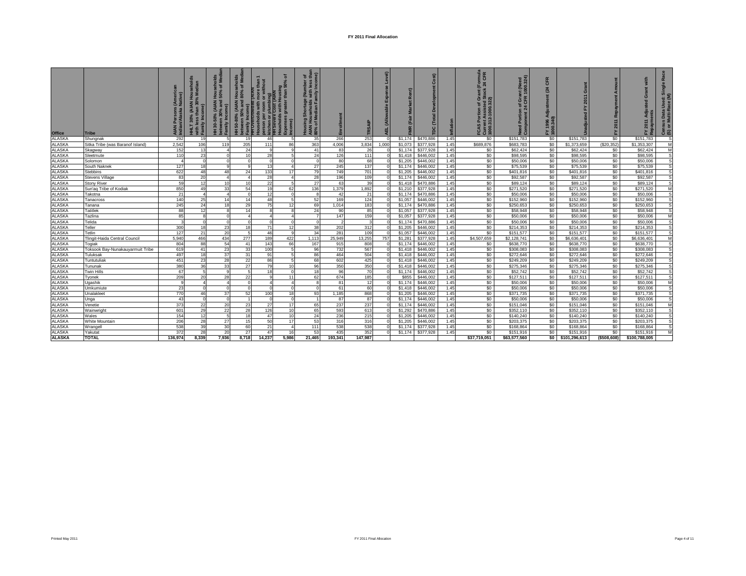# FY 2011 Final Allocation

| Office | Tribe | AIAN Persons (American Indian/Alaska Native) | HHLT 30% (AIAN Households with less than 30% Median Family Income) | HH 30-50% (AIAN Households between 30% and 50% of Median Family Income) | HH 50-80% (AIAN Households between 50% and 80% of Median Family Income) | HH Overcrowded (AIAN Households with more than 1 person per room or without kitchen or plumbing) | HH Severe Cost (AIAN Households with Housing Expenses greater than 50% of Income) | Housing Shortage (Number of AIAN Households with less than 80% of Median Family Income) | Enrollment | TRSAIP | AEL (Allowable Expense Level) | FMR (Fair Market Rent) | TDC (Total Development Cost) | Inflation | FCAS Portion of Grant (Formula Current Assisted Stock 24 CFR 1000.312-1000.322) | Need Portion of Grant (Need Component 24 CFR 1000.324) | FY 1996 Adjustment (24 CFR 1000.340) | Unadjusted FY 2011 Grant | FY 2011 Repayment Amount | FY 2011 Adjusted Grant with Repayments | Census Data Used: Single Race (S) or Multi-Race (M) |
|---|---|---|---|---|---|---|---|---|---|---|---|---|---|---|---|---|---|---|---|---|---|
| ALASKA | Shungnak | 292 | 19 | 5 | 19 | 46 | 5 | 35 | 266 | 253 | 0 | $1,174 | $470,886 | 1.45 | $0 | $151,783 | $0 | $151,783 | $0 | $151,783 | S |
| ALASKA | Sitka Tribe (was Baranof Island) | 2,542 | 106 | 119 | 205 | 111 | 86 | 363 | 4,006 | 3,834 | 1,000 | $1,073 | $377,928 | 1.45 | $689,876 | $683,783 | $0 | $1,373,659 | ($20,352) | $1,353,307 | M |
| ALASKA | Skagway | 152 | 13 | 4 | 24 | 9 | 9 | 41 | 83 | 26 | 0 | $1,174 | $377,928 | 1.45 | $0 | $62,424 | $0 | $62,424 | $0 | $62,424 | M |
| ALASKA | Sleetmute | 110 | 23 | 0 | 10 | 28 | 5 | 24 | 126 | 111 | 0 | $1,418 | $446,002 | 1.45 | $0 | $98,595 | $0 | $98,595 | $0 | $98,595 | S |
| ALASKA | Solomon | 4 | 0 | 0 | 0 | 0 | 0 | 0 | 80 | 68 | 0 | $1,205 | $446,002 | 1.45 | $0 | $50,006 | $0 | $50,006 | $0 | $50,006 | S |
| ALASKA | South Naknek | 127 | 18 | 9 | 9 | 13 | 4 | 27 | 245 | 137 | 0 | $1,174 | $446,002 | 1.45 | $0 | $75,539 | $0 | $75,539 | $0 | $75,539 | S |
| ALASKA | Stebbins | 622 | 48 | 48 | 24 | 133 | 17 | 79 | 749 | 701 | 0 | $1,205 | $446,002 | 1.45 | $0 | $401,816 | $0 | $401,816 | $0 | $401,816 | S |
| ALASKA | Stevens Village | 83 | 20 | 4 | 4 | 28 | 4 | 28 | 196 | 109 | 0 | $1,174 | $470,886 | 1.45 | $0 | $92,587 | $0 | $92,587 | $0 | $92,587 | S |
| ALASKA | Stony River | 59 | 12 | 10 | 10 | 22 | 5 | 27 | 63 | 39 | 0 | $1,418 | $470,886 | 1.45 | $0 | $89,124 | $0 | $89,124 | $0 | $89,124 | S |
| ALASKA | Sun'aq Tribe of Kodiak | 850 | 49 | 33 | 54 | 19 | 62 | 136 | 1,379 | 1,892 | 0 | $1,210 | $377,928 | 1.45 | $0 | $271,520 | $0 | $271,520 | $0 | $271,520 | M |
| ALASKA | Takotna | 21 | 4 | 4 | 0 | 12 | 0 | 8 | 42 | 21 | 0 | $1,174 | $470,886 | 1.45 | $0 | $50,006 | $0 | $50,006 | $0 | $50,006 | S |
| ALASKA | Tanacross | 140 | 25 | 14 | 14 | 48 | 5 | 52 | 169 | 124 | 0 | $1,057 | $446,002 | 1.45 | $0 | $152,960 | $0 | $152,960 | $0 | $152,960 | S |
| ALASKA | Tanana | 245 | 24 | 18 | 29 | 75 | 12 | 69 | 1,014 | 183 | 0 | $1,174 | $470,886 | 1.45 | $0 | $250,653 | $0 | $250,653 | $0 | $250,653 | S |
| ALASKA | Tatitlek | 88 | 12 | 8 | 14 | 8 | 8 | 24 | 90 | 85 | 0 | $1,057 | $377,928 | 1.45 | $0 | $58,948 | $0 | $58,948 | $0 | $58,948 | S |
| ALASKA | Tazlina | 85 | 8 | 0 | 4 | 4 | 4 | 7 | 147 | 159 | 0 | $1,057 | $377,928 | 1.45 | $0 | $50,006 | $0 | $50,006 | $0 | $50,006 | M |
| ALASKA | Telida | 3 | 0 | 0 | 0 | 0 | 0 | 0 | 2 | 3 | 0 | $1,174 | $470,886 | 1.45 | $0 | $50,006 | $0 | $50,006 | $0 | $50,006 | S |
| ALASKA | Teller | 300 | 18 | 23 | 18 | 71 | 12 | 38 | 202 | 312 | 0 | $1,205 | $446,002 | 1.45 | $0 | $214,353 | $0 | $214,353 | $0 | $214,353 | S |
| ALASKA | Tetlin | 127 | 21 | 20 | 5 | 46 | 9 | 34 | 281 | 109 | 0 | $1,057 | $446,002 | 1.45 | $0 | $151,577 | $0 | $151,577 | $0 | $151,577 | S |
| ALASKA | Tlingit-Haida Central Council | 5,940 | 466 | 434 | 277 | 189 | 422 | 1,113 | 25,949 | 13,255 | 757 | $1,281 | $377,928 | 1.45 | $4,507,659 | $2,128,741 | $0 | $6,636,401 | $0 | $6,636,401 | M |
| ALASKA | Togiak | 804 | 88 | 54 | 41 | 143 | 66 | 167 | 915 | 808 | 0 | $1,174 | $446,002 | 1.45 | $0 | $638,770 | $0 | $638,770 | $0 | $638,770 | S |
| ALASKA | Toksook Bay-Nunakauyarmuit Tribe | 619 | 41 | 23 | 33 | 100 | 5 | 96 | 732 | 567 | 0 | $1,418 | $446,002 | 1.45 | $0 | $308,083 | $0 | $308,083 | $0 | $308,083 | S |
| ALASKA | Tuluksak | 497 | 18 | 37 | 31 | 91 | 5 | 86 | 464 | 504 | 0 | $1,418 | $446,002 | 1.45 | $0 | $272,646 | $0 | $272,646 | $0 | $272,646 | S |
| ALASKA | Tuntutuliak | 451 | 23 | 28 | 22 | 86 | 5 | 68 | 602 | 425 | 0 | $1,418 | $446,002 | 1.45 | $0 | $249,209 | $0 | $249,209 | $0 | $249,209 | S |
| ALASKA | Tununak | 380 | 36 | 33 | 27 | 79 | 10 | 96 | 350 | 350 | 0 | $1,418 | $446,002 | 1.45 | $0 | $275,346 | $0 | $275,346 | $0 | $275,346 | S |
| ALASKA | Twin Hills | 67 | 5 | 9 | 5 | 18 | 0 | 18 | 96 | 70 | 0 | $1,174 | $446,002 | 1.45 | $0 | $52,742 | $0 | $52,742 | $0 | $52,742 | S |
| ALASKA | Tyonek | 209 | 20 | 28 | 22 | 9 | 11 | 62 | 674 | 185 | 0 | $855 | $446,002 | 1.45 | $0 | $127,511 | $0 | $127,511 | $0 | $127,511 | S |
| ALASKA | Ugashik | 9 | 4 | 4 | 0 | 4 | 4 | 8 | 81 | 12 | 0 | $1,174 | $446,002 | 1.45 | $0 | $50,006 | $0 | $50,006 | $0 | $50,006 | M |
| ALASKA | Umkumiute | 23 | 0 | 0 | 0 | 0 | 0 | 0 | 61 | 60 | 0 | $1,418 | $446,002 | 1.45 | $0 | $50,006 | $0 | $50,006 | $0 | $50,006 | S |
| ALASKA | Unalakleet | 770 | 46 | 37 | 52 | 100 | 18 | 93 | 1,185 | 868 | 0 | $1,205 | $446,002 | 1.45 | $0 | $371,735 | $0 | $371,735 | $0 | $371,735 | S |
| ALASKA | Unga | 43 | 0 | 0 | 1 | 0 | 0 | 1 | 87 | 87 | 0 | $1,174 | $446,002 | 1.45 | $0 | $50,006 | $0 | $50,006 | $0 | $50,006 | S |
| ALASKA | Venetie | 373 | 22 | 20 | 23 | 27 | 17 | 65 | 237 | 237 | 0 | $1,174 | $446,002 | 1.45 | $0 | $151,046 | $0 | $151,046 | $0 | $151,046 | M |
| ALASKA | Wainwright | 601 | 29 | 22 | 28 | 126 | 10 | 65 | 593 | 613 | 0 | $1,292 | $470,886 | 1.45 | $0 | $352,110 | $0 | $352,110 | $0 | $352,110 | S |
| ALASKA | Wales | 154 | 12 | 5 | 18 | 47 | 10 | 24 | 236 | 215 | 0 | $1,205 | $446,002 | 1.45 | $0 | $140,240 | $0 | $140,240 | $0 | $140,240 | S |
| ALASKA | White Mountain | 206 | 28 | 27 | 15 | 50 | 17 | 53 | 316 | 316 | 0 | $1,205 | $446,002 | 1.45 | $0 | $203,375 | $0 | $203,375 | $0 | $203,375 | S |
| ALASKA | Wrangell | 538 | 39 | 30 | 60 | 21 | 4 | 111 | 538 | 538 | 0 | $1,174 | $377,928 | 1.45 | $0 | $168,864 | $0 | $168,864 | $0 | $168,864 | S |
| ALASKA | Yakutat | 372 | 28 | 20 | 27 | 47 | 16 | 53 | 435 | 352 | 0 | $1,174 | $377,928 | 1.45 | $0 | $151,916 | $0 | $151,916 | $0 | $151,916 | M |
| **ALASKA** | **TOTAL** | **136,974** | **8,339** | **7,936** | **8,718** | **14,237** | **5,986** | **21,465** | **193,341** | **147,987** | | | | | **$37,719,051** | **$63,577,560** | **$0** | **$101,296,613** | **($508,608)** | **$100,788,005** | |

Printed May 2011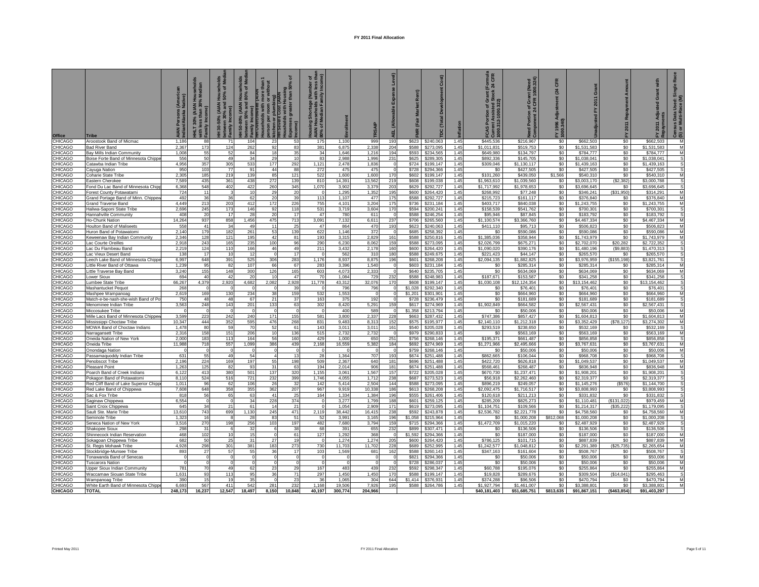# FY 2011 Final Allocation

| Office | Tribe | AIAN Persons (American Indian/Alaska Native) | HHLT 30% (AIAN Households with less than 30% Median Family Income) | HH 30-50% (AIAN Households between 30% and 50% of Median Family Income) | HH 50-80% (AIAN Households between 50% and 80% of Median Family Income) | HH Overcrowded (AIAN Households with more than 1 person per room or without kitchen or plumbing) | HH Severe Cost (AIAN Households with Housing Expenses greater than 50% of Income) | Housing Shortage (Number of AIAN Households with less than 80% of Median Family Income) | Enrollment | TRSAIP | AEL (Allowable Expense Level) | FMR (Fair Market Rent) | TDC (Total Development Cost) | Inflation | FCAS Portion of Grant (Formula Current Assisted Stock 24 CFR 1000.312-1000.322) | Need Portion of Grant (Need Component 24 CFR 1000.324) | FY 1996 Adjustment (24 CFR 1000.340) | Unadjusted FY 2011 Grant | FY 2011 Repayment Amount | FY 2011 Adjusted Grant with Repayments | Census Data Used: Single Race (S) or Multi-Race (M) |
|---|---|---|---|---|---|---|---|---|---|---|---|---|---|---|---|---|---|---|---|---|---|
| CHICAGO | Aroostook Band of Micmac | 1,186 | 88 | 71 | 104 | 23 | 53 | 175 | 1,100 | 999 | 193 | $623 | $240,063 | 1.45 | $445,536 | $216,967 | $0 | $662,503 | $0 | $662,503 | M |
| CHICAGO | Bad River Band | 2,367 | 173 | 124 | 262 | 92 | 83 | 381 | 6,875 | 2,338 | 204 | $588 | $273,095 | 1.45 | $1,011,831 | $519,753 | $0 | $1,531,583 | $0 | $1,531,583 | M |
| CHICAGO | Bay Mills Indian Community | 1,008 | 55 | 52 | 84 | 18 | 35 | 34 | 1,646 | 1,216 | 194 | $593 | $234,565 | 1.45 | $649,980 | $134,797 | $0 | $784,777 | $0 | $784,777 | M |
| CHICAGO | Boise Forte Band of Minnesota Chippe | 556 | 50 | 49 | 34 | 29 | 10 | 83 | 2,988 | 1,996 | 231 | $625 | $289,305 | 1.45 | $892,336 | $145,705 | $0 | $1,038,041 | $0 | $1,038,041 | S |
| CHICAGO | Catawba Indian Tribe | 4,956 | 357 | 305 | 533 | 177 | 292 | 1,121 | 2,478 | 1,836 | 0 | $724 | $199,147 | 1.45 | $309,046 | $1,130,117 | $0 | $1,439,163 | $0 | $1,439,163 | S |
| CHICAGO | Cayuga Nation | 950 | 103 | 77 | 91 | 44 | 88 | 272 | 475 | 475 | 0 | $728 | $294,366 | 1.45 | $0 | $427,505 | $0 | $427,505 | $0 | $427,505 | S |
| CHICAGO | Coharie State Tribe | 2,305 | 185 | 219 | 139 | 85 | 121 | 522 | 1,600 | 1,600 | 170 | $602 | $199,147 | 1.45 | $101,260 | $439,050 | $1,566 | $540,310 | $0 | $540,310 | M |
| CHICAGO | Eastern Cherokee | 7,589 | 435 | 361 | 438 | 272 | 139 | 810 | 14,391 | 13,562 | 219 | $608 | $199,038 | 1.45 | $1,963,610 | $1,039,560 | $0 | $3,003,170 | ($2,382) | $3,000,788 | S |
| CHICAGO | Fond Du Lac Band of Minnesota Chipp | 6,368 | 548 | 402 | 422 | 260 | 345 | 1,070 | 3,902 | 3,379 | 203 | $629 | $292,727 | 1.45 | $1,717,992 | $1,978,653 | $0 | $3,696,645 | $0 | $3,696,645 | S |
| CHICAGO | Forest County Potawatami | 724 | 11 | 3 | 10 | 29 | 20 | 0 | 1,295 | 1,352 | 195 | $600 | $264,420 | 1.45 | $268,992 | $77,248 | $0 | $346,241 | ($31,950) | $314,291 | M |
| CHICAGO | Grand Portage Band of Minn. Chippew | 492 | 36 | 36 | 62 | 20 | 39 | 113 | 1,107 | 477 | 175 | $588 | $292,727 | 1.45 | $215,723 | $161,117 | $0 | $376,840 | $0 | $376,840 | M |
| CHICAGO | Grand Traverse Band | 4,449 | 213 | 203 | 412 | 172 | 226 | 755 | 4,101 | 3,204 | 175 | $736 | $231,184 | 1.45 | $403,717 | $840,038 | $0 | $1,243,755 | $0 | $1,243,755 | M |
| CHICAGO | Haliwa-Saponi State Tribe | 2,696 | 245 | 173 | 146 | 92 | 118 | 531 | 3,719 | 3,604 | 170 | $594 | $200,241 | 1.45 | $158,539 | $541,762 | $0 | $700,301 | $0 | $700,301 | S |
| CHICAGO | Hannahville Community | 408 | 20 | 17 | 28 | 20 | 17 | 47 | 780 | 611 | 0 | $588 | $246,254 | 1.45 | $95,946 | $87,845 | $0 | $183,792 | $0 | $183,792 | S |
| CHICAGO | Ho-Chunk Nation | 14,264 | 937 | 858 | 1,456 | 475 | 713 | 3,091 | 7,132 | 6,611 | 237 | $706 | $265,560 | 1.45 | $1,100,574 | $3,366,760 | $0 | $4,467,334 | $0 | $4,467,334 | M |
| CHICAGO | Houlton Band of Maliseets | 558 | 41 | 34 | 49 | 11 | 25 | 47 | 864 | 470 | 193 | $623 | $240,063 | 1.45 | $411,110 | $95,713 | $0 | $506,823 | $0 | $506,823 | M |
| CHICAGO | Huron Band of Potawatomi | 2,140 | 179 | 182 | 261 | 53 | 139 | 622 | 1,146 | 372 | 0 | $685 | $258,392 | 1.45 | $0 | $590,086 | $0 | $590,086 | $0 | $590,086 | M |
| CHICAGO | Keweenaw Bay Indian Community | 2,346 | 128 | 121 | 195 | 42 | 81 | 193 | 3,315 | 2,829 | 161 | $588 | $250,816 | 1.45 | $1,385,036 | $358,944 | $0 | $1,743,979 | $0 | $1,743,979 | M |
| CHICAGO | Lac Courte Oreilles | 2,918 | 243 | 165 | 235 | 100 | 96 | 290 | 6,230 | 8,062 | 159 | $588 | $273,095 | 1.45 | $2,026,799 | $675,271 | $0 | $2,702,070 | $20,282 | $2,722,352 | S |
| CHICAGO | Lac Du Flambeau Band | 2,219 | 124 | 110 | 166 | 46 | 49 | 211 | 3,432 | 2,178 | 160 | $600 | $264,420 | 1.45 | $1,090,020 | $390,176 | $0 | $1,480,196 | ($9,883) | $1,470,313 | S |
| CHICAGO | Lac Vieux Desert Band | 138 | 17 | 10 | 12 | 0 | 17 | 0 | 562 | 310 | 180 | $588 | $249,675 | 1.45 | $221,423 | $44,147 | $0 | $265,570 | $0 | $265,570 | S |
| CHICAGO | Leech Lake Band of Minnesota Chippe | 6,997 | 648 | 391 | 525 | 306 | 283 | 1,176 | 8,937 | 8,875 | 196 | $601 | $268,208 | 1.45 | $2,094,135 | $1,882,825 | $0 | $3,976,959 | ($155,198) | $3,821,761 | S |
| CHICAGO | Little River Band of Ottawa | 1,239 | 95 | 82 | 107 | 66 | 67 | 283 | 3,396 | 1,540 | 0 | $603 | $231,184 | 1.45 | $0 | $285,314 | $0 | $285,314 | $0 | $285,314 | M |
| CHICAGO | Little Traverse Bay Band | 3,240 | 155 | 148 | 300 | 126 | 165 | 603 | 4,073 | 2,333 | 0 | $640 | $235,705 | 1.45 | $0 | $634,069 | $0 | $634,069 | $0 | $634,069 | M |
| CHICAGO | Lower Sioux | 694 | 40 | 42 | 20 | 10 | 47 | 70 | 1,084 | 729 | 232 | $588 | $248,983 | 1.45 | $187,671 | $153,587 | $0 | $341,258 | $0 | $341,258 | S |
| CHICAGO | Lumbee State Tribe | 66,267 | 4,379 | 2,920 | 4,682 | 2,082 | 2,928 | 11,778 | 43,312 | 32,076 | 170 | $608 | $199,147 | 1.45 | $1,030,108 | $12,124,354 | $0 | $13,154,462 | $0 | $13,154,462 | S |
| CHICAGO | Mashantucket Pequot | 268 | 0 | 0 | 0 | 0 | 39 | 0 | 796 | 796 | 0 | $1,028 | $292,340 | 1.45 | $0 | $76,401 | $0 | $76,401 | $0 | $76,401 | S |
| CHICAGO | Mashpee Wampanoag | 2,619 | 169 | 130 | 234 | 38 | 159 | 532 | 1,553 | 0 | 0 | $1,201 | $301,901 | 1.45 | $0 | $664,960 | $0 | $664,960 | $0 | $664,960 | M |
| CHICAGO | Match-e-be-nash-she-wish Band of Po | 750 | 48 | 48 | 67 | 21 | 37 | 163 | 375 | 192 | 0 | $728 | $236,479 | 1.45 | $0 | $181,689 | $0 | $181,689 | $0 | $181,689 | S |
| CHICAGO | Menominee Indian Tribe | 3,563 | 248 | 143 | 201 | 133 | 63 | 302 | 8,420 | 5,291 | 159 | $617 | $274,969 | 1.45 | $1,902,849 | $664,582 | $0 | $2,567,431 | $0 | $2,567,431 | S |
| CHICAGO | Miccosukee Tribe | 0 | 0 | 0 | 0 | 0 | 0 | 0 | 400 | 589 | 0 | $1,358 | $213,794 | 1.45 | $0 | $50,006 | $0 | $50,006 | $0 | $50,006 | M |
| CHICAGO | Mille Lacs Band of Minnesota Chippew | 3,599 | 223 | 242 | 240 | 171 | 155 | 581 | 3,800 | 2,337 | 228 | $663 | $287,432 | 1.45 | $747,386 | $857,427 | $0 | $1,604,813 | $0 | $1,604,813 | M |
| CHICAGO | Mississippi Choctaw Tribe | 10,347 | 444 | 352 | 595 | 476 | 268 | 831 | 9,483 | 8,313 | 152 | $575 | $195,977 | 1.45 | $2,140,110 | $1,212,318 | $0 | $3,352,429 | ($78,127) | $3,274,302 | M |
| CHICAGO | MOWA Band of Choctaw Indians | 1,478 | 80 | 59 | 70 | 52 | 61 | 143 | 3,011 | 3,011 | 161 | $540 | $205,028 | 1.45 | $293,519 | $238,650 | $0 | $532,169 | $0 | $532,169 | S |
| CHICAGO | Narragansett Tribe | 2,316 | 158 | 151 | 206 | 10 | 136 | 515 | 2,732 | 2,732 | 0 | $979 | $290,833 | 1.45 | $0 | $563,169 | $0 | $563,169 | $0 | $563,169 | M |
| CHICAGO | Oneida Nation of New York | 2,000 | 183 | 113 | 164 | 56 | 160 | 429 | 1,000 | 650 | 251 | $756 | $268,146 | 1.45 | $195,371 | $661,487 | $0 | $856,858 | $0 | $856,858 | S |
| CHICAGO | Oneida Tribe | 11,988 | 718 | 557 | 1,099 | 386 | 439 | 2,168 | 16,559 | 5,382 | 184 | $692 | $274,969 | 1.45 | $1,271,966 | $2,495,666 | $0 | $3,767,631 | $0 | $3,767,631 | M |
| CHICAGO | Onondaga Nation | 0 | 0 | 0 | 0 | 0 | 0 | 0 | 0 | 0 | 0 | $759 | $268,146 | 1.45 | $0 | $50,006 | $0 | $50,006 | $0 | $50,006 | M |
| CHICAGO | Passamaquoddy Indian Tribe | 631 | 55 | 49 | 54 | 4 | 13 | 28 | 1,364 | 707 | 193 | $674 | $251,488 | 1.45 | $862,665 | $106,044 | $0 | $968,708 | $0 | $968,708 | S |
| CHICAGO | Penobscot Tribe | 2,196 | 224 | 169 | 197 | 55 | 198 | 509 | 2,367 | 640 | 181 | $696 | $251,488 | 1.45 | $422,720 | $626,818 | $0 | $1,049,537 | $0 | $1,049,537 | M |
| CHICAGO | Pleasant Point | 1,263 | 125 | 82 | 93 | 31 | 63 | 194 | 2,014 | 906 | 181 | $674 | $251,488 | 1.45 | $568,461 | $268,487 | $0 | $836,948 | $0 | $836,948 | M |
| CHICAGO | Poarch Band of Creek Indians | 6,122 | 413 | 380 | 501 | 137 | 320 | 1,155 | 3,061 | 1,567 | 157 | $722 | $205,028 | 1.45 | $670,730 | $1,237,471 | $0 | $1,908,201 | $0 | $1,908,201 | S |
| CHICAGO | Pokagon Band of Potawatomi | 8,110 | 524 | 516 | 721 | 232 | 399 | 1,746 | 4,055 | 1,712 | 238 | $687 | $273,523 | 1.45 | $56,918 | $2,262,460 | $0 | $2,319,377 | $0 | $2,319,377 | S |
| CHICAGO | Red Cliff Band of Lake Superior Chipp | 1,011 | 96 | 62 | 106 | 26 | 32 | 142 | 5,414 | 2,504 | 144 | $588 | $273,095 | 1.45 | $896,219 | $249,057 | $0 | $1,145,276 | ($576) | $1,144,700 | S |
| CHICAGO | Red Lake Band of Chippewa | 7,608 | 648 | 358 | 355 | 362 | 207 | 967 | 9,919 | 10,338 | 186 | $613 | $268,208 | 1.45 | $2,092,475 | $1,716,517 | $0 | $3,808,993 | $0 | $3,808,993 | S |
| CHICAGO | Sac & Fox Tribe | 818 | 56 | 65 | 63 | 41 | 25 | 164 | 1,334 | 1,384 | 196 | $555 | $261,406 | 1.45 | $120,618 | $211,213 | $0 | $331,832 | $0 | $331,832 | S |
| CHICAGO | Saginaw Chippewa | 6,554 | 0 | 0 | 34 | 228 | 374 | 0 | 3,277 | 1,799 | 188 | $601 | $259,125 | 1.45 | $285,209 | $825,273 | $0 | $1,110,481 | ($131,022) | $979,459 | M |
| CHICAGO | Saint Croix Chippewa | 645 | 34 | 21 | 61 | 14 | 21 | 0 | 1,054 | 2,909 | 171 | $619 | $273,095 | 1.45 | $1,104,751 | $109,566 | $0 | $1,214,317 | ($35,222) | $1,179,095 | S |
| CHICAGO | Sault Ste. Marie Tribe | 13,610 | 743 | 699 | 1,130 | 245 | 471 | 2,119 | 38,442 | 16,415 | 238 | $592 | $243,878 | 1.45 | $2,536,782 | $2,221,778 | $0 | $4,758,560 | $0 | $4,758,560 | M |
| CHICAGO | Seminole Tribe | 1,323 | 16 | 8 | 28 | 83 | 51 | 52 | 3,991 | 3,165 | 196 | $1,058 | $215,964 | 1.45 | $0 | $1,000,208 | $812,068 | $1,000,208 | $0 | $1,000,208 | S |
| CHICAGO | Seneca Nation of New York | 3,516 | 270 | 198 | 256 | 103 | 197 | 482 | 7,680 | 3,794 | 159 | $715 | $294,366 | 1.45 | $1,472,709 | $1,015,220 | $0 | $2,487,929 | $0 | $2,487,929 | S |
| CHICAGO | Shakopee Sioux | 298 | 31 | 6 | 32 | 6 | 38 | 68 | 391 | 655 | 232 | $899 | $307,471 | 1.45 | $0 | $136,506 | $0 | $136,506 | $0 | $136,506 | S |
| CHICAGO | Shinnecock Indian Reservation | 468 | 102 | 10 | 15 | 0 | 61 | 127 | 1,292 | 368 | 0 | $1,592 | $294,366 | 1.45 | $0 | $187,000 | $0 | $187,000 | $0 | $187,000 | M |
| CHICAGO | Sokagoan Chippewa Tribe | 682 | 50 | 25 | 31 | 27 | 19 | 0 | 1,274 | 1,274 | 205 | $600 | $264,420 | 1.45 | $786,125 | $101,715 | $0 | $887,839 | $0 | $887,839 | M |
| CHICAGO | St. Regis Mohawk Tribe | 4,928 | 298 | 301 | 381 | 183 | 273 | 730 | 11,703 | 11,702 | 228 | $689 | $252,995 | 1.45 | $1,242,577 | $1,048,812 | $0 | $2,291,389 | ($25,735) | $2,265,654 | M |
| CHICAGO | Stockbridge-Munsee Tribe | 893 | 27 | 57 | 55 | 36 | 17 | 103 | 1,569 | 681 | 162 | $588 | $260,143 | 1.45 | $347,163 | $161,604 | $0 | $508,767 | $0 | $508,767 | S |
| CHICAGO | Tonawanda Band of Senecas | 0 | 0 | 0 | 0 | 0 | 0 | 0 | 0 | 0 | 0 | $821 | $294,366 | 1.45 | $0 | $50,006 | $0 | $50,006 | $0 | $50,006 | M |
| CHICAGO | Tuscarora Nation | 0 | 0 | 0 | 0 | 0 | 0 | 0 | 0 | 0 | 0 | $728 | $286,037 | 1.45 | $0 | $50,006 | $0 | $50,006 | $0 | $50,006 | M |
| CHICAGO | Upper Sioux Indian Community | 781 | 70 | 49 | 62 | 23 | 29 | 167 | 483 | 439 | 232 | $592 | $298,347 | 1.45 | $60,788 | $195,076 | $0 | $255,864 | $0 | $255,864 | M |
| CHICAGO | Waccamaw Siouan State Tribe | 1,631 | 93 | 113 | 95 | 36 | 71 | 297 | 1,450 | 1,450 | 170 | $588 | $199,147 | 1.45 | $19,828 | $289,676 | $0 | $309,504 | ($14,041) | $295,463 | S |
| CHICAGO | Wampanoag Tribe | 390 | 15 | 19 | 35 | 0 | 23 | 36 | 1,065 | 304 | 644 | $1,414 | $376,931 | 1.45 | $374,288 | $96,506 | $0 | $470,794 | $0 | $470,794 | M |
| CHICAGO | White Earth Band of Minnesota Chippe | 6,693 | 567 | 411 | 542 | 281 | 232 | 1,168 | 19,506 | 7,926 | 195 | $588 | $264,786 | 1.45 | $1,927,794 | $1,461,007 | $0 | $3,388,801 | $0 | $3,388,801 | M |
| **CHICAGO** | **TOTAL** | **248,173** | **16,237** | **12,547** | **18,497** | **8,150** | **10,848** | **40,197** | **300,774** | **204,966** | | | | | **$40,181,403** | **$51,685,751** | **$813,635** | **$91,867,151** | **($463,854)** | **$91,403,297** | |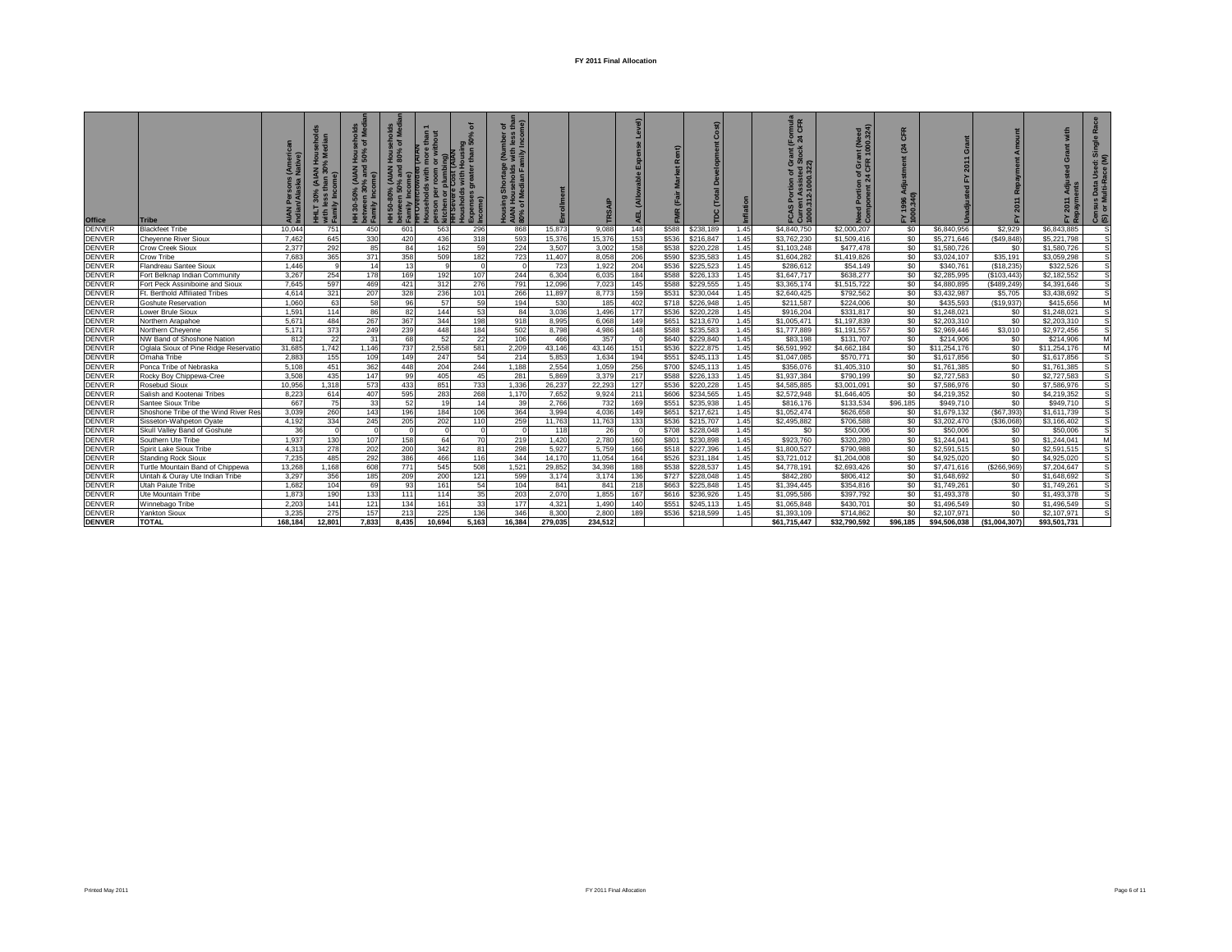# FY 2011 Final Allocation

| Office | Tribe | AIAN Persons (American Indian/Alaska Native) | HHLT 30% (AIAN Households with less than 30% Median Family Income) | HH 30-50% (AIAN Households between 30% and 50% of Median Family Income) | HH 50-80% (AIAN Households between 50% and 80% of Median Family Income) | HH Overcrowded (AIAN Households with more than 1 person per room or without kitchen or plumbing) | HH Severe Cost (AIAN Households with Housing Expenses greater than 50% of Income) | Housing Shortage (Number of AIAN Households with less than 80% of Median Family Income) | Enrollment | TRSAIP | AEL (Allowable Expense Level) | FMR (Fair Market Rent) | TDC (Total Development Cost) | Inflation | FCAS Portion of Grant (Formula Current Assisted Stock 24 CFR 1000.312-1000.322) | Need Portion of Grant (Need Component 24 CFR 1000.324) | FY 1996 Adjustment (24 CFR 1000.340) | Unadjusted FY 2011 Grant | FY 2011 Repayment Amount | FY 2011 Adjusted Grant with Repayments | Census Data Used: Single Race (S) or Multi-Race (M) |
|---|---|---|---|---|---|---|---|---|---|---|---|---|---|---|---|---|---|---|---|---|---|
| DENVER | Blackfeet Tribe | 10,044 | 751 | 450 | 601 | 563 | 296 | 868 | 15,873 | 9,088 | 148 | $588 | $238,189 | 1.45 | $4,840,750 | $2,000,207 | $0 | $6,840,956 | $2,929 | $6,843,885 | S |
| DENVER | Cheyenne River Sioux | 7,462 | 645 | 330 | 420 | 436 | 318 | 593 | 15,376 | 15,376 | 153 | $536 | $216,847 | 1.45 | $3,762,230 | $1,509,416 | $0 | $5,271,646 | ($49,848) | $5,221,798 | S |
| DENVER | Crow Creek Sioux | 2,377 | 292 | 85 | 84 | 162 | 59 | 224 | 3,507 | 3,002 | 158 | $538 | $220,228 | 1.45 | $1,103,248 | $477,478 | $0 | $1,580,726 | $0 | $1,580,726 | S |
| DENVER | Crow Tribe | 7,683 | 365 | 371 | 358 | 509 | 182 | 723 | 11,407 | 8,058 | 206 | $590 | $235,583 | 1.45 | $1,604,282 | $1,419,826 | $0 | $3,024,107 | $35,191 | $3,059,298 | S |
| DENVER | Flandreau Santee Sioux | 1,446 | 9 | 14 | 13 | 9 | 0 | 0 | 723 | 1,922 | 204 | $536 | $225,523 | 1.45 | $286,612 | $54,149 | $0 | $340,761 | ($18,235) | $322,526 | S |
| DENVER | Fort Belknap Indian Community | 3,267 | 254 | 178 | 169 | 192 | 107 | 244 | 6,304 | 6,035 | 184 | $588 | $226,133 | 1.45 | $1,647,717 | $638,277 | $0 | $2,285,995 | ($103,443) | $2,182,552 | S |
| DENVER | Fort Peck Assiniboine and Sioux | 7,645 | 597 | 469 | 421 | 312 | 276 | 791 | 12,096 | 7,023 | 145 | $588 | $229,555 | 1.45 | $3,365,174 | $1,515,722 | $0 | $4,880,895 | ($489,249) | $4,391,646 | S |
| DENVER | Ft. Berthold Affiliated Tribes | 4,614 | 321 | 207 | 328 | 236 | 101 | 266 | 11,897 | 8,773 | 159 | $531 | $230,044 | 1.45 | $2,640,425 | $792,562 | $0 | $3,432,987 | $5,705 | $3,438,692 | S |
| DENVER | Goshute Reservation | 1,060 | 63 | 58 | 96 | 57 | 59 | 194 | 530 | 185 | 402 | $718 | $226,948 | 1.45 | $211,587 | $224,006 | $0 | $435,593 | ($19,937) | $415,656 | M |
| DENVER | Lower Brule Sioux | 1,591 | 114 | 86 | 82 | 144 | 53 | 84 | 3,036 | 1,496 | 177 | $536 | $220,228 | 1.45 | $916,204 | $331,817 | $0 | $1,248,021 | $0 | $1,248,021 | S |
| DENVER | Northern Arapahoe | 5,671 | 484 | 267 | 367 | 344 | 198 | 918 | 8,995 | 6,068 | 149 | $651 | $213,670 | 1.45 | $1,005,471 | $1,197,839 | $0 | $2,203,310 | $0 | $2,203,310 | S |
| DENVER | Northern Cheyenne | 5,171 | 373 | 249 | 239 | 448 | 184 | 502 | 8,798 | 4,986 | 148 | $588 | $235,583 | 1.45 | $1,777,889 | $1,191,557 | $0 | $2,969,446 | $3,010 | $2,972,456 | S |
| DENVER | NW Band of Shoshone Nation | 812 | 22 | 31 | 68 | 52 | 22 | 106 | 466 | 357 | 0 | $640 | $229,840 | 1.45 | $83,198 | $131,707 | $0 | $214,906 | $0 | $214,906 | M |
| DENVER | Oglala Sioux of Pine Ridge Reservatio | 31,685 | 1,742 | 1,146 | 737 | 2,558 | 581 | 2,209 | 43,146 | 43,146 | 151 | $536 | $222,875 | 1.45 | $6,591,992 | $4,662,184 | $0 | $11,254,176 | $0 | $11,254,176 | M |
| DENVER | Omaha Tribe | 2,883 | 155 | 109 | 149 | 247 | 54 | 214 | 5,853 | 1,634 | 194 | $551 | $245,113 | 1.45 | $1,047,085 | $570,771 | $0 | $1,617,856 | $0 | $1,617,856 | S |
| DENVER | Ponca Tribe of Nebraska | 5,108 | 451 | 362 | 448 | 204 | 244 | 1,188 | 2,554 | 1,059 | 256 | $700 | $245,113 | 1.45 | $356,076 | $1,405,310 | $0 | $1,761,385 | $0 | $1,761,385 | S |
| DENVER | Rocky Boy Chippewa-Cree | 3,508 | 435 | 147 | 99 | 405 | 45 | 281 | 5,869 | 3,379 | 217 | $588 | $226,133 | 1.45 | $1,937,384 | $790,199 | $0 | $2,727,583 | $0 | $2,727,583 | S |
| DENVER | Rosebud Sioux | 10,956 | 1,318 | 573 | 433 | 851 | 733 | 1,336 | 26,237 | 22,293 | 127 | $536 | $220,228 | 1.45 | $4,585,885 | $3,001,091 | $0 | $7,586,976 | $0 | $7,586,976 | S |
| DENVER | Salish and Kootenai Tribes | 8,223 | 614 | 407 | 595 | 283 | 268 | 1,170 | 7,652 | 9,924 | 211 | $606 | $234,565 | 1.45 | $2,572,948 | $1,646,405 | $0 | $4,219,352 | $0 | $4,219,352 | S |
| DENVER | Santee Sioux Tribe | 667 | 75 | 33 | 52 | 19 | 14 | 39 | 2,766 | 732 | 169 | $551 | $235,938 | 1.45 | $816,176 | $133,534 | $96,185 | $949,710 | $0 | $949,710 | S |
| DENVER | Shoshone Tribe of the Wind River Res | 3,039 | 260 | 143 | 196 | 184 | 106 | 364 | 3,994 | 4,036 | 149 | $651 | $217,621 | 1.45 | $1,052,474 | $626,658 | $0 | $1,679,132 | ($67,393) | $1,611,739 | S |
| DENVER | Sisseton-Wahpeton Oyate | 4,192 | 334 | 245 | 205 | 202 | 110 | 259 | 11,763 | 11,763 | 133 | $536 | $215,707 | 1.45 | $2,495,882 | $706,588 | $0 | $3,202,470 | ($36,068) | $3,166,402 | S |
| DENVER | Skull Valley Band of Goshute | 36 | 0 | 0 | 0 | 0 | 0 | 0 | 118 | 26 | 0 | $708 | $228,048 | 1.45 | $0 | $50,006 | $0 | $50,006 | $0 | $50,006 | S |
| DENVER | Southern Ute Tribe | 1,937 | 130 | 107 | 158 | 64 | 70 | 219 | 1,420 | 2,780 | 160 | $801 | $230,898 | 1.45 | $923,760 | $320,280 | $0 | $1,244,041 | $0 | $1,244,041 | M |
| DENVER | Spirit Lake Sioux Tribe | 4,313 | 278 | 202 | 200 | 342 | 81 | 296 | 5,927 | 5,759 | 166 | $518 | $227,396 | 1.45 | $1,800,527 | $790,988 | $0 | $2,591,515 | $0 | $2,591,515 | S |
| DENVER | Standing Rock Sioux | 7,235 | 485 | 292 | 386 | 466 | 116 | 344 | 14,170 | 11,054 | 164 | $526 | $231,184 | 1.45 | $3,721,012 | $1,204,008 | $0 | $4,925,020 | $0 | $4,925,020 | S |
| DENVER | Turtle Mountain Band of Chippewa | 13,268 | 1,168 | 608 | 771 | 545 | 508 | 1,521 | 29,852 | 34,398 | 188 | $538 | $228,537 | 1.45 | $4,778,191 | $2,693,426 | $0 | $7,471,616 | ($266,969) | $7,204,647 | S |
| DENVER | Uintah & Ouray Ute Indian Tribe | 3,297 | 356 | 185 | 209 | 200 | 121 | 599 | 3,174 | 3,174 | 136 | $727 | $228,048 | 1.45 | $842,280 | $806,412 | $0 | $1,648,692 | $0 | $1,648,692 | S |
| DENVER | Utah Paiute Tribe | 1,682 | 104 | 69 | 93 | 161 | 54 | 104 | 841 | 841 | 218 | $663 | $225,848 | 1.45 | $1,394,445 | $354,816 | $0 | $1,749,261 | $0 | $1,749,261 | S |
| DENVER | Ute Mountain Tribe | 1,873 | 190 | 133 | 111 | 114 | 35 | 203 | 2,070 | 1,855 | 167 | $616 | $236,926 | 1.45 | $1,095,586 | $397,792 | $0 | $1,493,378 | $0 | $1,493,378 | S |
| DENVER | Winnebago Tribe | 2,203 | 141 | 121 | 134 | 161 | 33 | 177 | 4,321 | 1,490 | 140 | $551 | $245,113 | 1.45 | $1,065,848 | $430,701 | $0 | $1,496,549 | $0 | $1,496,549 | S |
| DENVER | Yankton Sioux | 3,235 | 275 | 157 | 213 | 225 | 136 | 346 | 8,300 | 2,800 | 189 | $536 | $218,599 | 1.45 | $1,393,109 | $714,862 | $0 | $2,107,971 | $0 | $2,107,971 | S |
| **DENVER** | **TOTAL** | **168,184** | **12,801** | **7,833** | **8,435** | **10,694** | **5,163** | **16,384** | **279,035** | **234,512** | | | | | **$61,715,447** | **$32,790,592** | **$96,185** | **$94,506,038** | **($1,004,307)** | **$93,501,731** | |

Printed May 2011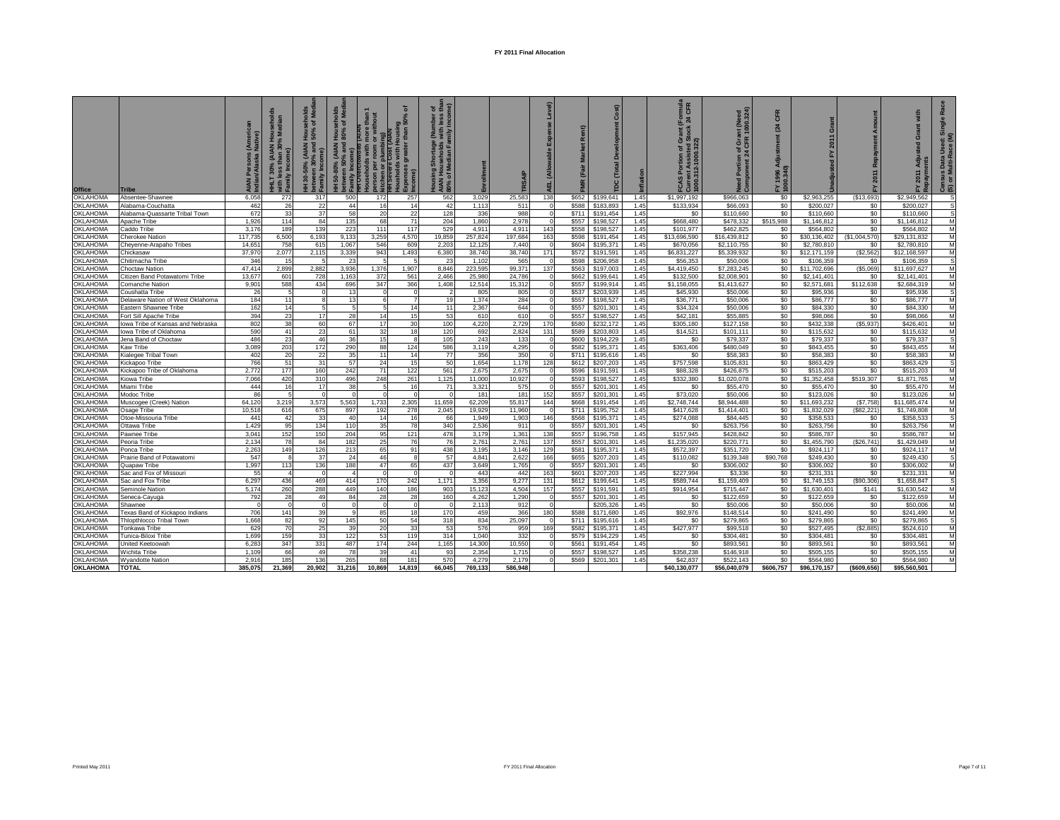# FY 2011 Final Allocation

| Office | Tribe | AIAN Persons (American Indian/Alaska Native) | HHLT 30% (AIAN Households with less than 30% Median Family Income) | HH 30-50% (AIAN Households between 30% and 50% of Median Family Income) | HH 50-80% (AIAN Households between 50% and 80% of Median Family Income) | HH Overcrowded (AIAN Households with more than 1 person per room or without kitchen or plumbing) | HH Severe Cost (AIAN Households with Housing Expenses greater than 50% of Income) | Housing Shortage (Number of AIAN Households with less than 80% of Median Family Income) | Enrollment | TRSAIP | AEL (Allowable Expense Level) | FMR (Fair Market Rent) | TDC (Total Development Cost) | Inflation | FCAS Portion of Grant (Formula Current Assisted Stock 24 CFR 1000.312-1000.322) | Need Portion of Grant (Need Component 24 CFR 1000.324) | FY 1996 Adjustment (24 CFR 1000.340) | Unadjusted FY 2011 Grant | FY 2011 Repayment Amount | FY 2011 Adjusted Grant with Repayments | Census Data Used: Single Race (S) or Multi-Race (M) |
|---|---|---|---|---|---|---|---|---|---|---|---|---|---|---|---|---|---|---|---|---|---|
| OKLAHOMA | Absentee-Shawnee | 6,058 | 272 | 317 | 500 | 172 | 257 | 562 | 3,029 | 25,583 | 138 | $652 | $199,641 | 1.45 | $1,997,192 | $966,063 | $0 | $2,963,255 | ($13,693) | $2,949,562 | S |
| OKLAHOMA | Alabama-Couchatta | 462 | 26 | 22 | 44 | 16 | 14 | 42 | 1,113 | 511 | 0 | $588 | $183,893 | 1.45 | $133,934 | $66,093 | $0 | $200,027 | $0 | $200,027 | S |
| OKLAHOMA | Alabama-Quassarte Tribal Town | 672 | 33 | 37 | 58 | 20 | 22 | 128 | 336 | 988 | 0 | $711 | $191,454 | 1.45 | $0 | $110,660 | $0 | $110,660 | $0 | $110,660 | S |
| OKLAHOMA | Apache Tribe | 1,926 | 114 | 84 | 135 | 68 | 71 | 204 | 1,860 | 2,978 | 0 | $557 | $198,527 | 1.45 | $668,480 | $478,332 | $515,988 | $1,146,812 | $0 | $1,146,812 | M |
| OKLAHOMA | Caddo Tribe | 3,176 | 189 | 139 | 223 | 111 | 117 | 529 | 4,911 | 4,911 | 143 | $558 | $198,527 | 1.45 | $101,977 | $462,825 | $0 | $564,802 | $0 | $564,802 | M |
| OKLAHOMA | Cherokee Nation | 117,735 | 6,500 | 6,193 | 9,133 | 3,259 | 4,570 | 19,859 | 257,824 | 197,684 | 163 | $598 | $191,454 | 1.45 | $13,696,590 | $16,439,812 | $0 | $30,136,402 | ($1,004,570) | $29,131,832 | M |
| OKLAHOMA | Cheyenne-Arapaho Tribes | 14,651 | 758 | 615 | 1,067 | 546 | 609 | 2,203 | 12,125 | 7,440 | 0 | $604 | $195,371 | 1.45 | $670,056 | $2,110,755 | $0 | $2,780,810 | $0 | $2,780,810 | M |
| OKLAHOMA | Chickasaw | 37,970 | 2,077 | 2,115 | 3,339 | 943 | 1,493 | 6,380 | 38,740 | 38,740 | 171 | $572 | $191,591 | 1.45 | $6,831,227 | $5,339,932 | $0 | $12,171,159 | ($2,562) | $12,168,597 | M |
| OKLAHOMA | Chitimacha Tribe | 346 | 15 | 5 | 23 | 5 | 5 | 23 | 1,102 | 565 | 0 | $598 | $206,958 | 1.45 | $56,353 | $50,006 | $0 | $106,359 | $0 | $106,359 | S |
| OKLAHOMA | Choctaw Nation | 47,414 | 2,899 | 2,882 | 3,936 | 1,376 | 1,907 | 8,846 | 223,595 | 99,371 | 137 | $563 | $197,003 | 1.45 | $4,419,450 | $7,283,245 | $0 | $11,702,696 | ($5,069) | $11,697,627 | M |
| OKLAHOMA | Citizen Band Potawatomi Tribe | 13,677 | 601 | 728 | 1,163 | 372 | 561 | 2,466 | 25,980 | 24,786 | 0 | $662 | $199,641 | 1.45 | $132,500 | $2,008,901 | $0 | $2,141,401 | $0 | $2,141,401 | M |
| OKLAHOMA | Comanche Nation | 9,901 | 588 | 434 | 696 | 347 | 366 | 1,408 | 12,514 | 15,312 | 0 | $557 | $199,914 | 1.45 | $1,158,055 | $1,413,627 | $0 | $2,571,681 | $112,638 | $2,684,319 | M |
| OKLAHOMA | Coushatta Tribe | 26 | 5 | 0 | 13 | 0 | 0 | 2 | 805 | 805 | 0 | $537 | $203,939 | 1.45 | $45,930 | $50,006 | $0 | $95,936 | $0 | $95,936 | S |
| OKLAHOMA | Delaware Nation of West Oklahoma | 184 | 11 | 8 | 13 | 6 | 7 | 19 | 1,374 | 284 | 0 | $557 | $198,527 | 1.45 | $36,771 | $50,006 | $0 | $86,777 | $0 | $86,777 | M |
| OKLAHOMA | Eastern Shawnee Tribe | 162 | 14 | 5 | 5 | 5 | 14 | 11 | 2,367 | 644 | 0 | $557 | $201,301 | 1.45 | $34,324 | $50,006 | $0 | $84,330 | $0 | $84,330 | M |
| OKLAHOMA | Fort Sill Apache Tribe | 394 | 23 | 17 | 28 | 14 | 15 | 53 | 610 | 610 | 0 | $557 | $198,527 | 1.45 | $42,181 | $55,885 | $0 | $98,066 | $0 | $98,066 | M |
| OKLAHOMA | Iowa Tribe of Kansas and Nebraska | 802 | 38 | 60 | 67 | 17 | 30 | 100 | 4,220 | 2,729 | 170 | $580 | $232,172 | 1.45 | $305,180 | $127,158 | $0 | $432,338 | ($5,937) | $426,401 | M |
| OKLAHOMA | Iowa Tribe of Oklahoma | 590 | 41 | 23 | 61 | 32 | 18 | 120 | 692 | 2,824 | 131 | $589 | $203,803 | 1.45 | $14,521 | $101,111 | $0 | $115,632 | $0 | $115,632 | M |
| OKLAHOMA | Jena Band of Choctaw | 486 | 23 | 46 | 36 | 15 | 8 | 105 | 243 | 133 | 0 | $600 | $194,229 | 1.45 | $0 | $79,337 | $0 | $79,337 | $0 | $79,337 | S |
| OKLAHOMA | Kaw Tribe | 3,089 | 203 | 172 | 290 | 88 | 124 | 586 | 3,119 | 4,295 | 0 | $582 | $195,371 | 1.45 | $363,406 | $480,049 | $0 | $843,455 | $0 | $843,455 | M |
| OKLAHOMA | Kialegee Tribal Town | 402 | 20 | 22 | 35 | 11 | 14 | 77 | 356 | 350 | 0 | $711 | $195,616 | 1.45 | $0 | $58,383 | $0 | $58,383 | $0 | $58,383 | M |
| OKLAHOMA | Kickapoo Tribe | 766 | 51 | 31 | 57 | 24 | 15 | 50 | 1,654 | 1,178 | 128 | $612 | $207,203 | 1.45 | $757,598 | $105,831 | $0 | $863,429 | $0 | $863,429 | S |
| OKLAHOMA | Kickapoo Tribe of Oklahoma | 2,772 | 177 | 160 | 242 | 71 | 122 | 561 | 2,675 | 2,675 | 0 | $596 | $191,591 | 1.45 | $88,328 | $426,875 | $0 | $515,203 | $0 | $515,203 | M |
| OKLAHOMA | Kiowa Tribe | 7,066 | 420 | 310 | 496 | 248 | 261 | 1,125 | 11,000 | 10,927 | 0 | $593 | $198,527 | 1.45 | $332,380 | $1,020,078 | $0 | $1,352,458 | $519,307 | $1,871,765 | M |
| OKLAHOMA | Miami Tribe | 444 | 16 | 17 | 38 | 5 | 16 | 71 | 3,321 | 575 | 0 | $557 | $201,301 | 1.45 | $0 | $55,470 | $0 | $55,470 | $0 | $55,470 | M |
| OKLAHOMA | Modoc Tribe | 86 | 5 | 0 | 0 | 0 | 0 | 0 | 181 | 181 | 152 | $557 | $201,301 | 1.45 | $73,020 | $50,006 | $0 | $123,026 | $0 | $123,026 | M |
| OKLAHOMA | Muscogee (Creek) Nation | 64,120 | 3,219 | 3,573 | 5,563 | 1,733 | 2,305 | 11,659 | 62,209 | 55,817 | 144 | $668 | $191,454 | 1.45 | $2,748,744 | $8,944,488 | $0 | $11,693,232 | ($7,758) | $11,685,474 | M |
| OKLAHOMA | Osage Tribe | 10,518 | 616 | 675 | 897 | 192 | 278 | 2,045 | 19,929 | 11,960 | 0 | $711 | $195,752 | 1.45 | $417,628 | $1,414,401 | $0 | $1,832,029 | ($82,221) | $1,749,808 | M |
| OKLAHOMA | Otoe-Missouria Tribe | 441 | 42 | 33 | 40 | 14 | 16 | 66 | 1,949 | 1,903 | 146 | $568 | $195,371 | 1.45 | $274,088 | $84,445 | $0 | $358,533 | $0 | $358,533 | S |
| OKLAHOMA | Ottawa Tribe | 1,429 | 95 | 134 | 110 | 35 | 78 | 340 | 2,536 | 911 | 0 | $557 | $201,301 | 1.45 | $0 | $263,756 | $0 | $263,756 | $0 | $263,756 | M |
| OKLAHOMA | Pawnee Tribe | 3,041 | 152 | 150 | 204 | 95 | 121 | 478 | 3,179 | 1,361 | 138 | $557 | $196,758 | 1.45 | $157,945 | $428,842 | $0 | $586,787 | $0 | $586,787 | M |
| OKLAHOMA | Peoria Tribe | 2,134 | 78 | 84 | 182 | 25 | 76 | 76 | 2,761 | 2,761 | 137 | $557 | $201,301 | 1.45 | $1,235,020 | $220,771 | $0 | $1,455,790 | ($26,741) | $1,429,049 | M |
| OKLAHOMA | Ponca Tribe | 2,263 | 149 | 126 | 213 | 65 | 91 | 438 | 3,195 | 3,146 | 129 | $581 | $195,371 | 1.45 | $572,397 | $351,720 | $0 | $924,117 | $0 | $924,117 | M |
| OKLAHOMA | Prairie Band of Potawatomi | 547 | 8 | 37 | 24 | 46 | 8 | 57 | 4,841 | 2,622 | 166 | $655 | $207,203 | 1.45 | $110,082 | $139,348 | $90,768 | $249,430 | $0 | $249,430 | S |
| OKLAHOMA | Quapaw Tribe | 1,997 | 113 | 136 | 188 | 47 | 65 | 437 | 3,649 | 1,765 | 0 | $557 | $201,301 | 1.45 | $0 | $306,002 | $0 | $306,002 | $0 | $306,002 | M |
| OKLAHOMA | Sac and Fox of Missouri | 55 | 4 | 0 | 4 | 0 | 0 | 0 | 443 | 442 | 163 | $601 | $207,203 | 1.45 | $227,994 | $3,336 | $0 | $231,331 | $0 | $231,331 | M |
| OKLAHOMA | Sac and Fox Tribe | 6,297 | 436 | 469 | 414 | 170 | 242 | 1,171 | 3,356 | 9,277 | 131 | $612 | $199,641 | 1.45 | $589,744 | $1,159,409 | $0 | $1,749,153 | ($90,306) | $1,658,847 | S |
| OKLAHOMA | Seminole Nation | 5,174 | 260 | 288 | 449 | 140 | 186 | 903 | 15,123 | 4,504 | 157 | $557 | $191,591 | 1.45 | $914,954 | $715,447 | $0 | $1,630,401 | $141 | $1,630,542 | M |
| OKLAHOMA | Seneca-Cayuga | 792 | 28 | 49 | 84 | 28 | 28 | 160 | 4,262 | 1,290 | 0 | $557 | $201,301 | 1.45 | $0 | $122,659 | $0 | $122,659 | $0 | $122,659 | M |
| OKLAHOMA | Shawnee | 0 | 0 | 0 | 0 | 0 | 0 | 0 | 2,113 | 912 | 0 | | $205,326 | 1.45 | $0 | $50,006 | $0 | $50,006 | $0 | $50,006 | M |
| OKLAHOMA | Texas Band of Kickapoo Indians | 706 | 141 | 39 | 9 | 85 | 18 | 170 | 459 | 366 | 180 | $588 | $171,680 | 1.45 | $92,976 | $148,514 | $0 | $241,490 | $0 | $241,490 | M |
| OKLAHOMA | Thlopthlocco Tribal Town | 1,668 | 82 | 92 | 145 | 50 | 54 | 318 | 834 | 25,097 | 0 | $711 | $195,616 | 1.45 | $0 | $279,865 | $0 | $279,865 | $0 | $279,865 | S |
| OKLAHOMA | Tonkawa Tribe | 629 | 70 | 25 | 39 | 20 | 33 | 53 | 576 | 959 | 169 | $582 | $195,371 | 1.45 | $427,977 | $99,518 | $0 | $527,495 | ($2,885) | $524,610 | M |
| OKLAHOMA | Tunica-Biloxi Tribe | 1,699 | 159 | 33 | 122 | 53 | 119 | 314 | 1,040 | 332 | 0 | $579 | $194,229 | 1.45 | $0 | $304,481 | $0 | $304,481 | $0 | $304,481 | M |
| OKLAHOMA | United Keetoowah | 6,283 | 347 | 331 | 487 | 174 | 244 | 1,165 | 14,300 | 10,550 | 0 | $561 | $191,454 | 1.45 | $0 | $893,561 | $0 | $893,561 | $0 | $893,561 | M |
| OKLAHOMA | Wichita Tribe | 1,109 | 66 | 49 | 78 | 39 | 41 | 93 | 2,354 | 1,715 | 0 | $557 | $198,527 | 1.45 | $358,238 | $146,918 | $0 | $505,155 | $0 | $505,155 | M |
| OKLAHOMA | Wyandotte Nation | 2,916 | 185 | 136 | 265 | 88 | 181 | 570 | 4,279 | 2,179 | 0 | $569 | $201,301 | 1.45 | $42,837 | $522,143 | $0 | $564,980 | $0 | $564,980 | M |
| **OKLAHOMA** | **TOTAL** | **385,075** | **21,369** | **20,902** | **31,216** | **10,869** | **14,819** | **66,045** | **769,133** | **586,948** | | | | | **$40,130,077** | **$56,040,079** | **$606,757** | **$96,170,157** | **($609,656)** | **$95,560,501** | |

Printed May 2011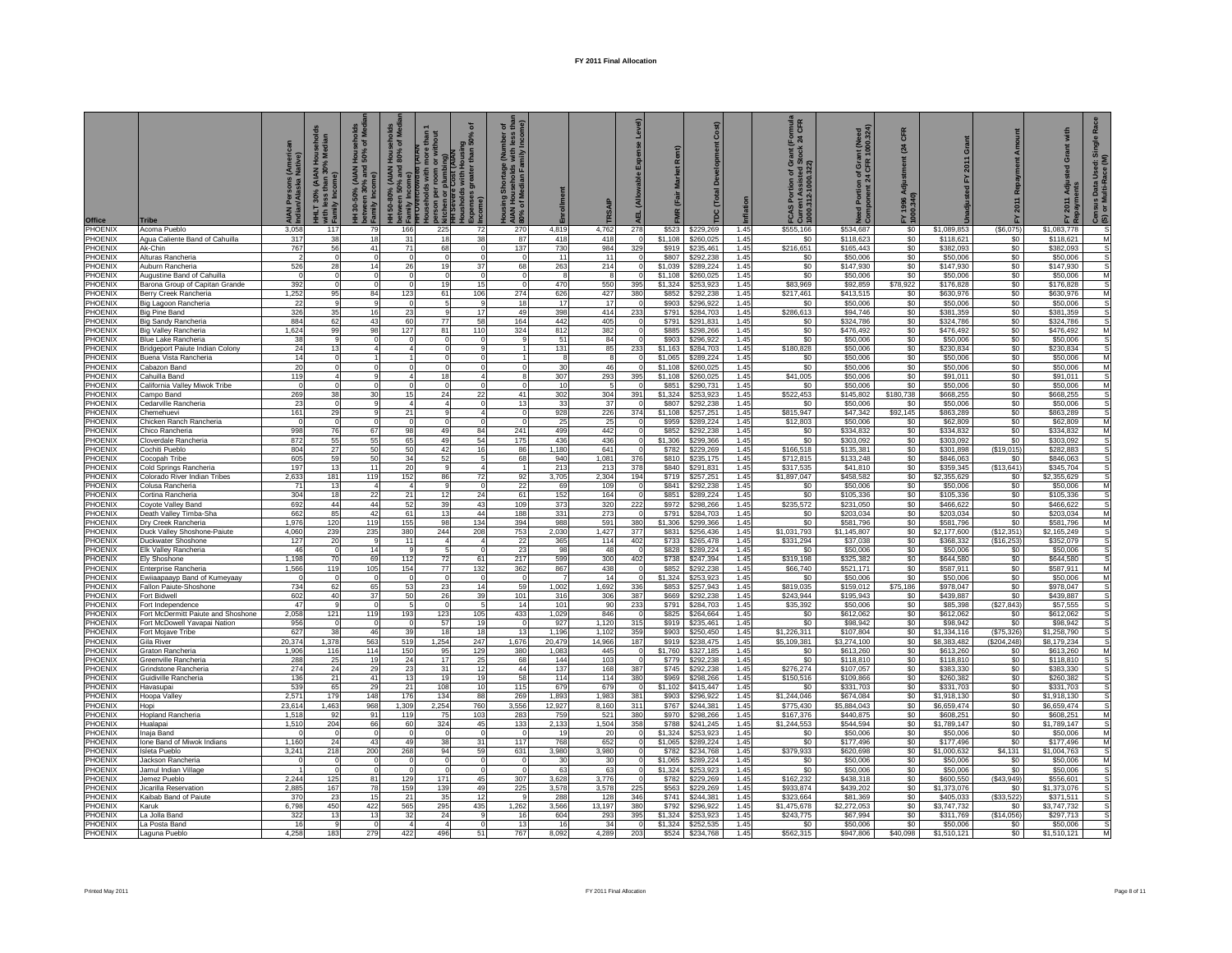# FY 2011 Final Allocation

| Office | Tribe | AIAN Persons (American Indian/Alaska Native) | HHLT 30% (AIAN Households with less than 30% Median Family Income) | HH 30-50% (AIAN Households between 30% and 50% of Median Family Income) | HH 50-80% (AIAN Households between 50% and 80% of Median Family Income) | HH Overcrowded (AIAN Households with more than 1 person per room or without kitchen or plumbing) | HH Severe Cost (AIAN Households with Housing Expenses greater than 50% of Income) | Housing Shortage (Number of AIAN Households with less than 80% of Median Family Income) | Enrollment | TRSAIP | AEL (Allowable Expense Level) | FMR (Fair Market Rent) | TDC (Total Development Cost) | Inflation | FCAS Portion of Grant (Formula Current Assisted Stock 24 CFR 1000.312-1000.322) | Need Portion of Grant (Need Component 24 CFR 1000.324) | FY 1996 Adjustment (24 CFR 1000.340) | Unadjusted FY 2011 Grant | FY 2011 Repayment Amount | FY 2011 Adjusted Grant with Repayments | Census Data Used: Single Race (S) or Multi-Race (M) |
|---|---|---|---|---|---|---|---|---|---|---|---|---|---|---|---|---|---|---|---|---|---|
| PHOENIX | Acoma Pueblo | 3,058 | 117 | 79 | 166 | 225 | 72 | 270 | 4,819 | 4,762 | 278 | $523 | $229,269 | 1.45 | $555,166 | $534,687 | $0 | $1,089,853 | ($6,075) | $1,083,778 | S |
| PHOENIX | Agua Caliente Band of Cahuilla | 317 | 38 | 18 | 31 | 18 | 38 | 87 | 418 | 418 | 0 | $1,108 | $260,025 | 1.45 | $0 | $118,623 | $0 | $118,621 | $0 | $118,621 | M |
| PHOENIX | Ak-Chin | 767 | 56 | 41 | 71 | 68 | 0 | 137 | 730 | 984 | 329 | $919 | $235,461 | 1.45 | $216,651 | $165,443 | $0 | $382,093 | $0 | $382,093 | S |
| PHOENIX | Alturas Rancheria | 2 | 0 | 0 | 0 | 0 | 0 | 0 | 11 | 11 | 0 | $807 | $292,238 | 1.45 | $0 | $50,006 | $0 | $50,006 | $0 | $50,006 | S |
| PHOENIX | Auburn Rancheria | 526 | 28 | 14 | 26 | 19 | 37 | 68 | 263 | 214 | 0 | $1,039 | $289,224 | 1.45 | $0 | $147,930 | $0 | $147,930 | $0 | $147,930 | S |
| PHOENIX | Augustine Band of Cahuilla | 0 | 0 | 0 | 0 | 0 | 0 | 0 | 8 | 8 | 0 | $1,108 | $260,025 | 1.45 | $0 | $50,006 | $0 | $50,006 | $0 | $50,006 | M |
| PHOENIX | Barona Group of Capitan Grande | 392 | 0 | 0 | 0 | 19 | 15 | 0 | 470 | 550 | 395 | $1,324 | $253,923 | 1.45 | $83,969 | $92,859 | $78,922 | $176,828 | $0 | $176,828 | S |
| PHOENIX | Berry Creek Rancheria | 1,252 | 95 | 84 | 123 | 61 | 106 | 274 | 626 | 427 | 380 | $852 | $292,238 | 1.45 | $217,461 | $413,515 | $0 | $630,976 | $0 | $630,976 | M |
| PHOENIX | Big Lagoon Rancheria | 22 | 9 | 9 | 0 | 5 | 9 | 18 | 17 | 17 | 0 | $903 | $296,922 | 1.45 | $0 | $50,006 | $0 | $50,006 | $0 | $50,006 | S |
| PHOENIX | Big Pine Band | 326 | 35 | 16 | 23 | 9 | 17 | 49 | 398 | 414 | 233 | $791 | $284,703 | 1.45 | $286,613 | $94,746 | $0 | $381,359 | $0 | $381,359 | S |
| PHOENIX | Big Sandy Rancheria | 884 | 62 | 43 | 60 | 77 | 58 | 164 | 442 | 405 | 0 | $791 | $291,831 | 1.45 | $0 | $324,786 | $0 | $324,786 | $0 | $324,786 | S |
| PHOENIX | Big Valley Rancheria | 1,624 | 99 | 98 | 127 | 81 | 110 | 324 | 812 | 382 | 0 | $885 | $298,266 | 1.45 | $0 | $476,492 | $0 | $476,492 | $0 | $476,492 | M |
| PHOENIX | Blue Lake Rancheria | 38 | 9 | 0 | 0 | 0 | 0 | 9 | 51 | 84 | 0 | $903 | $296,922 | 1.45 | $0 | $50,006 | $0 | $50,006 | $0 | $50,006 | S |
| PHOENIX | Bridgeport Paiute Indian Colony | 24 | 13 | 4 | 4 | 0 | 9 | 1 | 131 | 85 | 233 | $1,163 | $284,703 | 1.45 | $180,828 | $50,006 | $0 | $230,834 | $0 | $230,834 | S |
| PHOENIX | Buena Vista Rancheria | 14 | 0 | 1 | 1 | 0 | 0 | 1 | 8 | 8 | 0 | $1,065 | $289,224 | 1.45 | $0 | $50,006 | $0 | $50,006 | $0 | $50,006 | M |
| PHOENIX | Cabazon Band | 20 | 0 | 0 | 0 | 0 | 0 | 0 | 30 | 46 | 0 | $1,108 | $260,025 | 1.45 | $0 | $50,006 | $0 | $50,006 | $0 | $50,006 | M |
| PHOENIX | Cahuilla Band | 119 | 4 | 9 | 4 | 18 | 4 | 8 | 307 | 293 | 395 | $1,108 | $260,025 | 1.45 | $41,005 | $50,006 | $0 | $91,011 | $0 | $91,011 | S |
| PHOENIX | California Valley Miwok Tribe | 0 | 0 | 0 | 0 | 0 | 0 | 0 | 10 | 5 | 0 | $851 | $290,731 | 1.45 | $0 | $50,006 | $0 | $50,006 | $0 | $50,006 | M |
| PHOENIX | Campo Band | 269 | 38 | 30 | 15 | 24 | 22 | 41 | 302 | 304 | 391 | $1,324 | $253,923 | 1.45 | $522,453 | $145,802 | $180,738 | $668,255 | $0 | $668,255 | S |
| PHOENIX | Cedarville Rancheria | 23 | 0 | 9 | 4 | 4 | 0 | 13 | 33 | 37 | 0 | $807 | $292,238 | 1.45 | $0 | $50,006 | $0 | $50,006 | $0 | $50,006 | S |
| PHOENIX | Chemehuevi | 161 | 29 | 9 | 21 | 9 | 4 | 0 | 928 | 226 | 374 | $1,108 | $257,251 | 1.45 | $815,947 | $47,342 | $92,145 | $863,289 | $0 | $863,289 | S |
| PHOENIX | Chicken Ranch Rancheria | 0 | 0 | 0 | 0 | 0 | 0 | 0 | 25 | 25 | 0 | $959 | $289,224 | 1.45 | $12,803 | $50,006 | $0 | $62,809 | $0 | $62,809 | M |
| PHOENIX | Chico Rancheria | 998 | 76 | 67 | 98 | 49 | 84 | 241 | 499 | 442 | 0 | $852 | $292,238 | 1.45 | $0 | $334,832 | $0 | $334,832 | $0 | $334,832 | M |
| PHOENIX | Cloverdale Rancheria | 872 | 55 | 55 | 65 | 49 | 54 | 175 | 436 | 436 | 0 | $1,306 | $299,366 | 1.45 | $0 | $303,092 | $0 | $303,092 | $0 | $303,092 | S |
| PHOENIX | Cochiti Pueblo | 804 | 27 | 50 | 50 | 42 | 16 | 86 | 1,180 | 641 | 0 | $782 | $229,269 | 1.45 | $166,518 | $135,381 | $0 | $301,898 | ($19,015) | $282,883 | S |
| PHOENIX | Cocopah Tribe | 605 | 59 | 50 | 34 | 52 | 5 | 68 | 940 | 1,081 | 376 | $810 | $235,175 | 1.45 | $712,815 | $133,248 | $0 | $846,063 | $0 | $846,063 | S |
| PHOENIX | Cold Springs Rancheria | 197 | 13 | 11 | 20 | 9 | 4 | 1 | 213 | 213 | 378 | $840 | $291,831 | 1.45 | $317,535 | $41,810 | $0 | $359,345 | ($13,641) | $345,704 | S |
| PHOENIX | Colorado River Indian Tribes | 2,633 | 181 | 119 | 152 | 86 | 72 | 92 | 3,705 | 2,304 | 194 | $719 | $257,251 | 1.45 | $1,897,047 | $458,582 | $0 | $2,355,629 | $0 | $2,355,629 | S |
| PHOENIX | Colusa Rancheria | 71 | 13 | 4 | 4 | 9 | 0 | 22 | 69 | 109 | 0 | $841 | $292,238 | 1.45 | $0 | $50,006 | $0 | $50,006 | $0 | $50,006 | M |
| PHOENIX | Cortina Rancheria | 304 | 18 | 22 | 21 | 12 | 24 | 61 | 152 | 164 | 0 | $851 | $289,224 | 1.45 | $0 | $105,336 | $0 | $105,336 | $0 | $105,336 | S |
| PHOENIX | Coyote Valley Band | 692 | 44 | 44 | 52 | 39 | 43 | 109 | 373 | 320 | 222 | $972 | $298,266 | 1.45 | $235,572 | $231,050 | $0 | $466,622 | $0 | $466,622 | S |
| PHOENIX | Death Valley Timba-Sha | 662 | 85 | 42 | 61 | 13 | 44 | 188 | 331 | 273 | 0 | $791 | $284,703 | 1.45 | $0 | $203,034 | $0 | $203,034 | $0 | $203,034 | M |
| PHOENIX | Dry Creek Rancheria | 1,976 | 120 | 119 | 155 | 98 | 134 | 394 | 988 | 591 | 380 | $1,306 | $299,366 | 1.45 | $0 | $581,796 | $0 | $581,796 | $0 | $581,796 | M |
| PHOENIX | Duck Valley Shoshone-Paiute | 4,060 | 239 | 235 | 380 | 244 | 208 | 753 | 2,030 | 1,427 | 377 | $831 | $256,436 | 1.45 | $1,031,793 | $1,145,807 | $0 | $2,177,600 | ($12,351) | $2,165,249 | S |
| PHOENIX | Duckwater Shoshone | 127 | 20 | 9 | 11 | 4 | 4 | 22 | 365 | 114 | 402 | $733 | $265,478 | 1.45 | $331,294 | $37,038 | $0 | $368,332 | ($16,253) | $352,079 | S |
| PHOENIX | Elk Valley Rancheria | 46 | 0 | 14 | 9 | 5 | 0 | 23 | 98 | 48 | 0 | $828 | $289,224 | 1.45 | $0 | $50,006 | $0 | $50,006 | $0 | $50,006 | S |
| PHOENIX | Ely Shoshone | 1,198 | 70 | 69 | 112 | 72 | 61 | 217 | 599 | 300 | 402 | $738 | $247,394 | 1.45 | $319,198 | $325,382 | $0 | $644,580 | $0 | $644,580 | S |
| PHOENIX | Enterprise Rancheria | 1,566 | 119 | 105 | 154 | 77 | 132 | 362 | 867 | 438 | 0 | $852 | $292,238 | 1.45 | $66,740 | $521,171 | $0 | $587,911 | $0 | $587,911 | M |
| PHOENIX | Ewiiaapaayp Band of Kumeyaay | 0 | 0 | 0 | 0 | 0 | 0 | 0 | 7 | 14 | 0 | $1,324 | $253,923 | 1.45 | $0 | $50,006 | $0 | $50,006 | $0 | $50,006 | M |
| PHOENIX | Fallon Paiute-Shoshone | 734 | 62 | 65 | 53 | 23 | 14 | 59 | 1,002 | 1,692 | 336 | $853 | $257,943 | 1.45 | $819,035 | $159,012 | $75,186 | $978,047 | $0 | $978,047 | S |
| PHOENIX | Fort Bidwell | 602 | 40 | 37 | 50 | 26 | 39 | 101 | 316 | 306 | 387 | $669 | $292,238 | 1.45 | $243,944 | $195,943 | $0 | $439,887 | $0 | $439,887 | S |
| PHOENIX | Fort Independence | 47 | 9 | 0 | 5 | 0 | 5 | 14 | 101 | 90 | 233 | $791 | $284,703 | 1.45 | $35,392 | $50,006 | $0 | $85,398 | ($27,843) | $57,555 | S |
| PHOENIX | Fort McDermitt Paiute and Shoshone | 2,058 | 121 | 119 | 193 | 123 | 105 | 433 | 1,029 | 846 | 0 | $825 | $264,664 | 1.45 | $0 | $612,062 | $0 | $612,062 | $0 | $612,062 | S |
| PHOENIX | Fort McDowell Yavapai Nation | 956 | 0 | 0 | 0 | 57 | 19 | 0 | 927 | 1,120 | 315 | $919 | $235,461 | 1.45 | $0 | $98,942 | $0 | $98,942 | $0 | $98,942 | S |
| PHOENIX | Fort Mojave Tribe | 627 | 38 | 46 | 39 | 18 | 18 | 13 | 1,196 | 1,102 | 359 | $903 | $250,450 | 1.45 | $1,226,311 | $107,804 | $0 | $1,334,116 | ($75,326) | $1,258,790 | S |
| PHOENIX | Gila River | 20,374 | 1,378 | 563 | 519 | 1,254 | 247 | 1,676 | 20,479 | 14,966 | 187 | $919 | $238,475 | 1.45 | $5,109,381 | $3,274,100 | $0 | $8,383,482 | ($204,248) | $8,179,234 | S |
| PHOENIX | Graton Rancheria | 1,906 | 116 | 114 | 150 | 95 | 129 | 380 | 1,083 | 445 | 0 | $1,760 | $327,185 | 1.45 | $0 | $613,260 | $0 | $613,260 | $0 | $613,260 | M |
| PHOENIX | Greenville Rancheria | 288 | 25 | 19 | 24 | 17 | 25 | 68 | 144 | 103 | 0 | $779 | $292,238 | 1.45 | $0 | $118,810 | $0 | $118,810 | $0 | $118,810 | S |
| PHOENIX | Grindstone Rancheria | 274 | 24 | 29 | 23 | 31 | 12 | 44 | 137 | 168 | 387 | $745 | $292,238 | 1.45 | $276,274 | $107,057 | $0 | $383,330 | $0 | $383,330 | S |
| PHOENIX | Guidiville Rancheria | 136 | 21 | 41 | 13 | 19 | 19 | 58 | 114 | 114 | 380 | $969 | $298,266 | 1.45 | $150,516 | $109,866 | $0 | $260,382 | $0 | $260,382 | S |
| PHOENIX | Havasupai | 539 | 65 | 29 | 21 | 108 | 10 | 115 | 679 | 679 | 0 | $1,102 | $415,447 | 1.45 | $0 | $331,703 | $0 | $331,703 | $0 | $331,703 | S |
| PHOENIX | Hoopa Valley | 2,571 | 179 | 148 | 176 | 134 | 88 | 269 | 1,893 | 1,983 | 381 | $903 | $296,922 | 1.45 | $1,244,046 | $674,084 | $0 | $1,918,130 | $0 | $1,918,130 | S |
| PHOENIX | Hopi | 23,614 | 1,463 | 968 | 1,309 | 2,254 | 760 | 3,556 | 12,927 | 8,160 | 311 | $767 | $244,381 | 1.45 | $775,430 | $5,884,043 | $0 | $6,659,474 | $0 | $6,659,474 | S |
| PHOENIX | Hopland Rancheria | 1,518 | 92 | 91 | 119 | 75 | 103 | 283 | 759 | 521 | 380 | $970 | $298,266 | 1.45 | $167,376 | $440,875 | $0 | $608,251 | $0 | $608,251 | M |
| PHOENIX | Hualapai | 1,510 | 204 | 66 | 60 | 324 | 45 | 133 | 2,133 | 1,504 | 358 | $788 | $241,245 | 1.45 | $1,244,553 | $544,594 | $0 | $1,789,147 | $0 | $1,789,147 | S |
| PHOENIX | Inaja Band | 0 | 0 | 0 | 0 | 0 | 0 | 0 | 19 | 20 | 0 | $1,324 | $253,923 | 1.45 | $0 | $50,006 | $0 | $50,006 | $0 | $50,006 | M |
| PHOENIX | Ione Band of Miwok Indians | 1,160 | 24 | 43 | 49 | 38 | 31 | 117 | 768 | 652 | 0 | $1,065 | $289,224 | 1.45 | $0 | $177,496 | $0 | $177,496 | $0 | $177,496 | M |
| PHOENIX | Isleta Pueblo | 3,241 | 218 | 200 | 268 | 94 | 59 | 631 | 3,980 | 3,980 | 0 | $782 | $234,768 | 1.45 | $379,933 | $620,698 | $0 | $1,000,632 | $4,131 | $1,004,763 | S |
| PHOENIX | Jackson Rancheria | 0 | 0 | 0 | 0 | 0 | 0 | 0 | 30 | 30 | 0 | $1,065 | $289,224 | 1.45 | $0 | $50,006 | $0 | $50,006 | $0 | $50,006 | M |
| PHOENIX | Jamul Indian Village | 1 | 0 | 0 | 0 | 0 | 0 | 0 | 63 | 63 | 0 | $1,324 | $253,923 | 1.45 | $0 | $50,006 | $0 | $50,006 | $0 | $50,006 | S |
| PHOENIX | Jemez Pueblo | 2,244 | 125 | 81 | 129 | 171 | 45 | 307 | 3,628 | 3,776 | 0 | $782 | $229,269 | 1.45 | $162,232 | $438,318 | $0 | $600,550 | ($43,949) | $556,601 | S |
| PHOENIX | Jicarilla Reservation | 2,885 | 167 | 78 | 159 | 139 | 49 | 225 | 3,578 | 3,578 | 225 | $563 | $229,269 | 1.45 | $933,874 | $439,202 | $0 | $1,373,076 | $0 | $1,373,076 | S |
| PHOENIX | Kaibab Band of Paiute | 370 | 23 | 15 | 21 | 35 | 12 | 9 | 288 | 128 | 346 | $741 | $244,381 | 1.45 | $323,664 | $81,369 | $0 | $405,033 | ($33,522) | $371,511 | S |
| PHOENIX | Karuk | 6,798 | 450 | 422 | 565 | 295 | 435 | 1,262 | 3,566 | 13,197 | 380 | $792 | $296,922 | 1.45 | $1,475,678 | $2,272,053 | $0 | $3,747,732 | $0 | $3,747,732 | S |
| PHOENIX | La Jolla Band | 322 | 13 | 13 | 32 | 24 | 9 | 16 | 604 | 293 | 395 | $1,324 | $253,923 | 1.45 | $243,775 | $67,994 | $0 | $311,769 | ($14,056) | $297,713 | S |
| PHOENIX | La Posta Band | 16 | 9 | 0 | 4 | 4 | 0 | 13 | 16 | 34 | 0 | $1,324 | $252,535 | 1.45 | $0 | $50,006 | $0 | $50,006 | $0 | $50,006 | S |
| PHOENIX | Laguna Pueblo | 4,258 | 183 | 279 | 422 | 496 | 51 | 767 | 8,092 | 4,289 | 203 | $524 | $234,768 | 1.45 | $562,315 | $947,806 | $40,098 | $1,510,121 | $0 | $1,510,121 | M |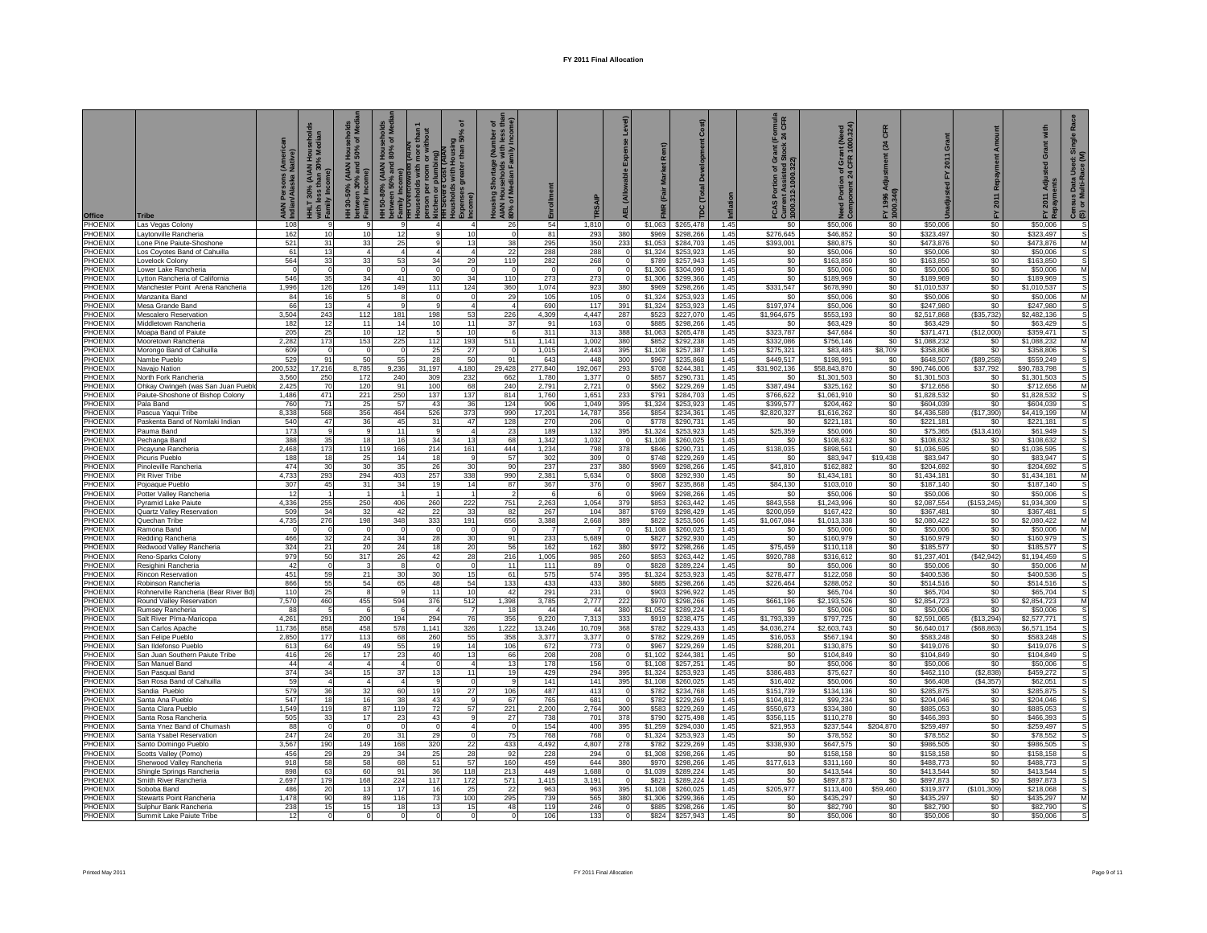# FY 2011 Final Allocation

| Office | Tribe | AIAN Persons (American Indian/Alaska Native) | HHLT 30% (AIAN Households with less than 30% Median Family Income) | HH 30-50% (AIAN Households between 30% and 50% of Median Family Income) | HH 50-80% (AIAN Households between 50% and 80% of Median Family Income) | HH Overcrowded (AIAN Households with more than 1 person per room or without kitchen or plumbing) | HH Severe Cost (AIAN Households with Housing Expenses greater than 50% of Income) | Housing Shortage (Number of AIAN Households with less than 80% of Median Family Income) | Enrollment | TRSAIP | AEL (Allowable Expense Level) | FMR (Fair Market Rent) | TDC (Total Development Cost) | Inflation | FCAS Portion of Grant (Formula Current Assisted Stock 24 CFR 1000.312-1000.322) | Need Portion of Grant (Need Component 24 CFR 1000.324) | FY 1996 Adjustment (24 CFR 1000.340) | Unadjusted FY 2011 Grant | FY 2011 Repayment Amount | FY 2011 Adjusted Grant with Repayments | Census Data Used: Single Race (S) or Multi-Race (M) |
|---|---|---|---|---|---|---|---|---|---|---|---|---|---|---|---|---|---|---|---|---|---|
| PHOENIX | Las Vegas Colony | 108 | 9 | 9 | 9 | 4 | 4 | 26 | 54 | 1,810 | 0 | $1,063 | $265,478 | 1.45 | $0 | $50,006 | $0 | $50,006 | $0 | $50,006 | S |
| PHOENIX | Laytonville Rancheria | 162 | 10 | 10 | 12 | 9 | 10 | 0 | 81 | 293 | 380 | $969 | $298,266 | 1.45 | $276,645 | $46,852 | $0 | $323,497 | $0 | $323,497 | S |
| PHOENIX | Lone Pine Paiute-Shoshone | 521 | 31 | 33 | 25 | 9 | 13 | 38 | 295 | 350 | 233 | $1,053 | $284,703 | 1.45 | $393,001 | $80,875 | $0 | $473,876 | $0 | $473,876 | M |
| PHOENIX | Los Coyotes Band of Cahuilla | 61 | 13 | 4 | 4 | 4 | 4 | 22 | 288 | 288 | 0 | $1,324 | $253,923 | 1.45 | $0 | $50,006 | $0 | $50,006 | $0 | $50,006 | S |
| PHOENIX | Lovelock Colony | 564 | 33 | 33 | 53 | 34 | 29 | 119 | 282 | 268 | 0 | $789 | $257,943 | 1.45 | $0 | $163,850 | $0 | $163,850 | $0 | $163,850 | S |
| PHOENIX | Lower Lake Rancheria | 0 | 0 | 0 | 0 | 0 | 0 | 0 | 0 | 0 | 0 | $1,306 | $304,090 | 1.45 | $0 | $50,006 | $0 | $50,006 | $0 | $50,006 | M |
| PHOENIX | Lytton Rancheria of California | 546 | 35 | 34 | 41 | 30 | 34 | 110 | 273 | 273 | 0 | $1,306 | $299,366 | 1.45 | $0 | $189,969 | $0 | $189,969 | $0 | $189,969 | S |
| PHOENIX | Manchester Point Arena Rancheria | 1,996 | 126 | 126 | 149 | 111 | 124 | 360 | 1,074 | 923 | 380 | $969 | $298,266 | 1.45 | $331,547 | $678,990 | $0 | $1,010,537 | $0 | $1,010,537 | S |
| PHOENIX | Manzanita Band | 84 | 16 | 5 | 8 | 0 | 0 | 29 | 105 | 105 | 0 | $1,324 | $253,923 | 1.45 | $0 | $50,006 | $0 | $50,006 | $0 | $50,006 | M |
| PHOENIX | Mesa Grande Band | 66 | 13 | 4 | 9 | 9 | 4 | 4 | 690 | 117 | 391 | $1,324 | $253,923 | 1.45 | $197,974 | $50,006 | $0 | $247,980 | $0 | $247,980 | S |
| PHOENIX | Mescalero Reservation | 3,504 | 243 | 112 | 181 | 198 | 53 | 226 | 4,309 | 4,447 | 287 | $523 | $227,070 | 1.45 | $1,964,675 | $553,193 | $0 | $2,517,868 | ($35,732) | $2,482,136 | S |
| PHOENIX | Middletown Rancheria | 182 | 12 | 11 | 14 | 10 | 11 | 37 | 91 | 163 | 0 | $885 | $298,266 | 1.45 | $0 | $63,429 | $0 | $63,429 | $0 | $63,429 | S |
| PHOENIX | Moapa Band of Paiute | 205 | 25 | 10 | 12 | 5 | 10 | 6 | 311 | 313 | 388 | $1,063 | $265,478 | 1.45 | $323,787 | $47,684 | $0 | $371,471 | ($12,000) | $359,471 | S |
| PHOENIX | Mooretown Rancheria | 2,282 | 173 | 153 | 225 | 112 | 193 | 511 | 1,141 | 1,002 | 380 | $852 | $292,238 | 1.45 | $332,086 | $756,146 | $0 | $1,088,232 | $0 | $1,088,232 | M |
| PHOENIX | Morongo Band of Cahuilla | 609 | 0 | 0 | 0 | 25 | 27 | 0 | 1,015 | 2,443 | 395 | $1,108 | $257,387 | 1.45 | $275,321 | $83,485 | $8,709 | $358,806 | $0 | $358,806 | S |
| PHOENIX | Nambe Pueblo | 529 | 91 | 50 | 55 | 28 | 50 | 91 | 643 | 448 | 300 | $967 | $235,868 | 1.45 | $449,517 | $198,991 | $0 | $648,507 | ($89,258) | $559,249 | S |
| PHOENIX | Navajo Nation | 200,532 | 17,216 | 8,785 | 9,236 | 31,197 | 4,180 | 29,428 | 277,840 | 192,067 | 293 | $708 | $244,381 | 1.45 | $31,902,136 | $58,843,870 | $0 | $90,746,006 | $37,792 | $90,783,798 | S |
| PHOENIX | North Fork Rancheria | 3,560 | 250 | 172 | 240 | 309 | 232 | 662 | 1,780 | 1,377 | 0 | $857 | $290,731 | 1.45 | $0 | $1,301,503 | $0 | $1,301,503 | $0 | $1,301,503 | S |
| PHOENIX | Ohkay Owingeh (was San Juan Pueblo) | 2,425 | 70 | 120 | 91 | 100 | 68 | 240 | 2,791 | 2,721 | 0 | $562 | $229,269 | 1.45 | $387,494 | $325,162 | $0 | $712,656 | $0 | $712,656 | M |
| PHOENIX | Paiute-Shoshone of Bishop Colony | 1,486 | 471 | 221 | 250 | 137 | 137 | 814 | 1,760 | 1,651 | 233 | $791 | $284,703 | 1.45 | $766,622 | $1,061,910 | $0 | $1,828,532 | $0 | $1,828,532 | S |
| PHOENIX | Pala Band | 760 | 71 | 25 | 57 | 43 | 36 | 124 | 906 | 1,049 | 395 | $1,324 | $253,923 | 1.45 | $399,577 | $204,462 | $0 | $604,039 | $0 | $604,039 | S |
| PHOENIX | Pascua Yaqui Tribe | 8,338 | 568 | 356 | 464 | 526 | 373 | 990 | 17,201 | 14,787 | 356 | $854 | $234,361 | 1.45 | $2,820,327 | $1,616,262 | $0 | $4,436,589 | ($17,390) | $4,419,199 | M |
| PHOENIX | Paskenta Band of Nomlaki Indian | 540 | 47 | 36 | 45 | 31 | 47 | 128 | 270 | 206 | 0 | $778 | $290,731 | 1.45 | $0 | $221,181 | $0 | $221,181 | $0 | $221,181 | S |
| PHOENIX | Pauma Band | 173 | 9 | 9 | 11 | 9 | 4 | 23 | 189 | 132 | 395 | $1,324 | $253,923 | 1.45 | $25,359 | $50,006 | $0 | $75,365 | ($13,416) | $61,949 | S |
| PHOENIX | Pechanga Band | 388 | 35 | 18 | 16 | 34 | 13 | 68 | 1,342 | 1,032 | 0 | $1,108 | $260,025 | 1.45 | $0 | $108,632 | $0 | $108,632 | $0 | $108,632 | S |
| PHOENIX | Picayune Rancheria | 2,468 | 173 | 119 | 166 | 214 | 161 | 444 | 1,234 | 798 | 378 | $846 | $290,731 | 1.45 | $138,035 | $898,561 | $0 | $1,036,595 | $0 | $1,036,595 | S |
| PHOENIX | Picuris Pueblo | 188 | 18 | 25 | 14 | 18 | 9 | 57 | 302 | 309 | 0 | $748 | $229,269 | 1.45 | $0 | $83,947 | $19,438 | $83,947 | $0 | $83,947 | S |
| PHOENIX | Pinoleville Rancheria | 474 | 30 | 30 | 35 | 26 | 30 | 90 | 237 | 237 | 380 | $969 | $298,266 | 1.45 | $41,810 | $162,882 | $0 | $204,692 | $0 | $204,692 | S |
| PHOENIX | Pit River Tribe | 4,733 | 293 | 294 | 403 | 257 | 338 | 990 | 2,381 | 5,634 | 0 | $808 | $292,930 | 1.45 | $0 | $1,434,181 | $0 | $1,434,181 | $0 | $1,434,181 | M |
| PHOENIX | Pojoaque Pueblo | 307 | 45 | 31 | 34 | 19 | 14 | 87 | 367 | 376 | 0 | $967 | $235,868 | 1.45 | $84,130 | $103,010 | $0 | $187,140 | $0 | $187,140 | S |
| PHOENIX | Potter Valley Rancheria | 12 | 1 | 1 | 1 | 1 | 1 | 2 | 6 | 6 | 0 | $969 | $298,266 | 1.45 | $0 | $50,006 | $0 | $50,006 | $0 | $50,006 | S |
| PHOENIX | Pyramid Lake Paiute | 4,336 | 255 | 250 | 406 | 260 | 222 | 751 | 2,263 | 1,054 | 379 | $853 | $263,442 | 1.45 | $843,558 | $1,243,996 | $0 | $2,087,554 | ($153,245) | $1,934,309 | S |
| PHOENIX | Quartz Valley Reservation | 509 | 34 | 32 | 42 | 22 | 33 | 82 | 267 | 104 | 387 | $769 | $298,429 | 1.45 | $200,059 | $167,422 | $0 | $367,481 | $0 | $367,481 | S |
| PHOENIX | Quechan Tribe | 4,735 | 276 | 198 | 348 | 333 | 191 | 656 | 3,388 | 2,668 | 389 | $822 | $253,506 | 1.45 | $1,067,084 | $1,013,338 | $0 | $2,080,422 | $0 | $2,080,422 | M |
| PHOENIX | Ramona Band | 0 | 0 | 0 | 0 | 0 | 0 | 0 | 7 | 7 | 0 | $1,108 | $260,025 | 1.45 | $0 | $50,006 | $0 | $50,006 | $0 | $50,006 | M |
| PHOENIX | Redding Rancheria | 466 | 32 | 24 | 34 | 28 | 30 | 91 | 233 | 5,689 | 0 | $827 | $292,930 | 1.45 | $0 | $160,979 | $0 | $160,979 | $0 | $160,979 | S |
| PHOENIX | Redwood Valley Rancheria | 324 | 21 | 20 | 24 | 18 | 20 | 56 | 162 | 162 | 380 | $972 | $298,266 | 1.45 | $75,459 | $110,118 | $0 | $185,577 | $0 | $185,577 | S |
| PHOENIX | Reno-Sparks Colony | 979 | 50 | 317 | 26 | 42 | 28 | 216 | 1,005 | 985 | 260 | $853 | $263,442 | 1.45 | $920,788 | $316,612 | $0 | $1,237,401 | ($42,942) | $1,194,459 | S |
| PHOENIX | Resighini Rancheria | 42 | 0 | 3 | 8 | 0 | 0 | 11 | 111 | 89 | 0 | $828 | $289,224 | 1.45 | $0 | $50,006 | $0 | $50,006 | $0 | $50,006 | M |
| PHOENIX | Rincon Reservation | 451 | 59 | 21 | 30 | 30 | 15 | 61 | 575 | 574 | 395 | $1,324 | $253,923 | 1.45 | $278,477 | $122,058 | $0 | $400,536 | $0 | $400,536 | S |
| PHOENIX | Robinson Rancheria | 866 | 55 | 54 | 65 | 48 | 54 | 133 | 433 | 433 | 380 | $885 | $298,266 | 1.45 | $226,464 | $288,052 | $0 | $514,516 | $0 | $514,516 | S |
| PHOENIX | Rohnerville Rancheria (Bear River Bd) | 110 | 25 | 8 | 9 | 11 | 10 | 42 | 291 | 231 | 0 | $903 | $296,922 | 1.45 | $0 | $65,704 | $0 | $65,704 | $0 | $65,704 | S |
| PHOENIX | Round Valley Reservation | 7,570 | 460 | 455 | 594 | 376 | 512 | 1,398 | 3,785 | 2,777 | 222 | $970 | $298,266 | 1.45 | $661,196 | $2,193,526 | $0 | $2,854,723 | $0 | $2,854,723 | M |
| PHOENIX | Rumsey Rancheria | 88 | 5 | 6 | 6 | 4 | 7 | 18 | 44 | 44 | 380 | $1,052 | $289,224 | 1.45 | $0 | $50,006 | $0 | $50,006 | $0 | $50,006 | S |
| PHOENIX | Salt River Plma-Maricopa | 4,261 | 291 | 200 | 194 | 294 | 76 | 356 | 9,220 | 7,313 | 333 | $919 | $238,475 | 1.45 | $1,793,339 | $797,725 | $0 | $2,591,065 | ($13,294) | $2,577,771 | S |
| PHOENIX | San Carlos Apache | 11,736 | 858 | 458 | 578 | 1,141 | 326 | 1,222 | 13,246 | 10,709 | 368 | $782 | $229,433 | 1.45 | $4,036,274 | $2,603,743 | $0 | $6,640,017 | ($68,863) | $6,571,154 | S |
| PHOENIX | San Felipe Pueblo | 2,850 | 177 | 113 | 68 | 260 | 55 | 358 | 3,377 | 3,377 | 0 | $782 | $229,269 | 1.45 | $16,053 | $567,194 | $0 | $583,248 | $0 | $583,248 | S |
| PHOENIX | San Ildefonso Pueblo | 613 | 64 | 49 | 55 | 19 | 14 | 106 | 672 | 773 | 0 | $967 | $229,269 | 1.45 | $288,201 | $130,875 | $0 | $419,076 | $0 | $419,076 | S |
| PHOENIX | San Juan Southern Paiute Tribe | 416 | 26 | 17 | 23 | 40 | 13 | 66 | 208 | 208 | 0 | $1,102 | $244,381 | 1.45 | $0 | $104,849 | $0 | $104,849 | $0 | $104,849 | S |
| PHOENIX | San Manuel Band | 44 | 4 | 4 | 4 | 0 | 4 | 13 | 178 | 156 | 0 | $1,108 | $257,251 | 1.45 | $0 | $50,006 | $0 | $50,006 | $0 | $50,006 | S |
| PHOENIX | San Pasqual Band | 374 | 34 | 15 | 37 | 13 | 11 | 19 | 429 | 294 | 395 | $1,324 | $253,923 | 1.45 | $386,483 | $75,627 | $0 | $462,110 | ($2,838) | $459,272 | S |
| PHOENIX | San Rosa Band of Cahuilla | 59 | 4 | 4 | 4 | 9 | 0 | 9 | 141 | 141 | 395 | $1,108 | $260,025 | 1.45 | $16,402 | $50,006 | $0 | $66,408 | ($4,357) | $62,051 | S |
| PHOENIX | Sandia Pueblo | 579 | 36 | 32 | 60 | 19 | 27 | 106 | 487 | 413 | 0 | $782 | $234,768 | 1.45 | $151,739 | $134,136 | $0 | $285,875 | $0 | $285,875 | S |
| PHOENIX | Santa Ana Pueblo | 547 | 18 | 16 | 38 | 43 | 9 | 67 | 765 | 681 | 0 | $782 | $229,269 | 1.45 | $104,812 | $99,234 | $0 | $204,046 | $0 | $204,046 | S |
| PHOENIX | Santa Clara Pueblo | 1,549 | 119 | 87 | 119 | 72 | 57 | 221 | 2,200 | 2,764 | 300 | $583 | $229,269 | 1.45 | $550,673 | $334,380 | $0 | $885,053 | $0 | $885,053 | S |
| PHOENIX | Santa Rosa Rancheria | 505 | 33 | 17 | 23 | 43 | 9 | 27 | 738 | 701 | 378 | $790 | $275,498 | 1.45 | $356,115 | $110,278 | $0 | $466,393 | $0 | $466,393 | S |
| PHOENIX | Santa Ynez Band of Chumash | 88 | 0 | 0 | 0 | 0 | 4 | 0 | 154 | 400 | 395 | $1,259 | $294,030 | 1.45 | $21,953 | $237,544 | $204,870 | $259,497 | $0 | $259,497 | S |
| PHOENIX | Santa Ysabel Reservation | 247 | 24 | 20 | 31 | 29 | 0 | 75 | 768 | 768 | 0 | $1,324 | $253,923 | 1.45 | $0 | $78,552 | $0 | $78,552 | $0 | $78,552 | S |
| PHOENIX | Santo Domingo Pueblo | 3,567 | 190 | 149 | 168 | 320 | 22 | 433 | 4,492 | 4,807 | 278 | $782 | $229,269 | 1.45 | $338,930 | $647,575 | $0 | $986,505 | $0 | $986,505 | S |
| PHOENIX | Scotts Valley (Pomo) | 456 | 29 | 29 | 34 | 25 | 28 | 92 | 228 | 294 | 0 | $1,308 | $298,266 | 1.45 | $0 | $158,158 | $0 | $158,158 | $0 | $158,158 | S |
| PHOENIX | Sherwood Valley Rancheria | 918 | 58 | 58 | 68 | 51 | 57 | 160 | 459 | 644 | 380 | $970 | $298,266 | 1.45 | $177,613 | $311,160 | $0 | $488,773 | $0 | $488,773 | S |
| PHOENIX | Shingle Springs Rancheria | 898 | 63 | 60 | 91 | 36 | 118 | 213 | 449 | 1,688 | 0 | $1,039 | $289,224 | 1.45 | $0 | $413,544 | $0 | $413,544 | $0 | $413,544 | S |
| PHOENIX | Smith River Rancheria | 2,697 | 179 | 168 | 224 | 117 | 172 | 571 | 1,415 | 3,191 | 0 | $821 | $289,224 | 1.45 | $0 | $897,873 | $0 | $897,873 | $0 | $897,873 | S |
| PHOENIX | Soboba Band | 486 | 20 | 13 | 17 | 16 | 25 | 22 | 963 | 963 | 395 | $1,108 | $260,025 | 1.45 | $205,977 | $113,400 | $59,460 | $319,377 | ($101,309) | $218,068 | S |
| PHOENIX | Stewarts Point Rancheria | 1,478 | 90 | 89 | 116 | 73 | 100 | 295 | 739 | 565 | 380 | $1,306 | $299,366 | 1.45 | $0 | $435,297 | $0 | $435,297 | $0 | $435,297 | M |
| PHOENIX | Sulphur Bank Rancheria | 238 | 15 | 15 | 18 | 13 | 15 | 48 | 119 | 246 | 0 | $885 | $298,266 | 1.45 | $0 | $82,790 | $0 | $82,790 | $0 | $82,790 | S |
| PHOENIX | Summit Lake Paiute Tribe | 12 | 0 | 0 | 0 | 0 | 0 | 0 | 106 | 133 | 0 | $824 | $257,943 | 1.45 | $0 | $50,006 | $0 | $50,006 | $0 | $50,006 | S |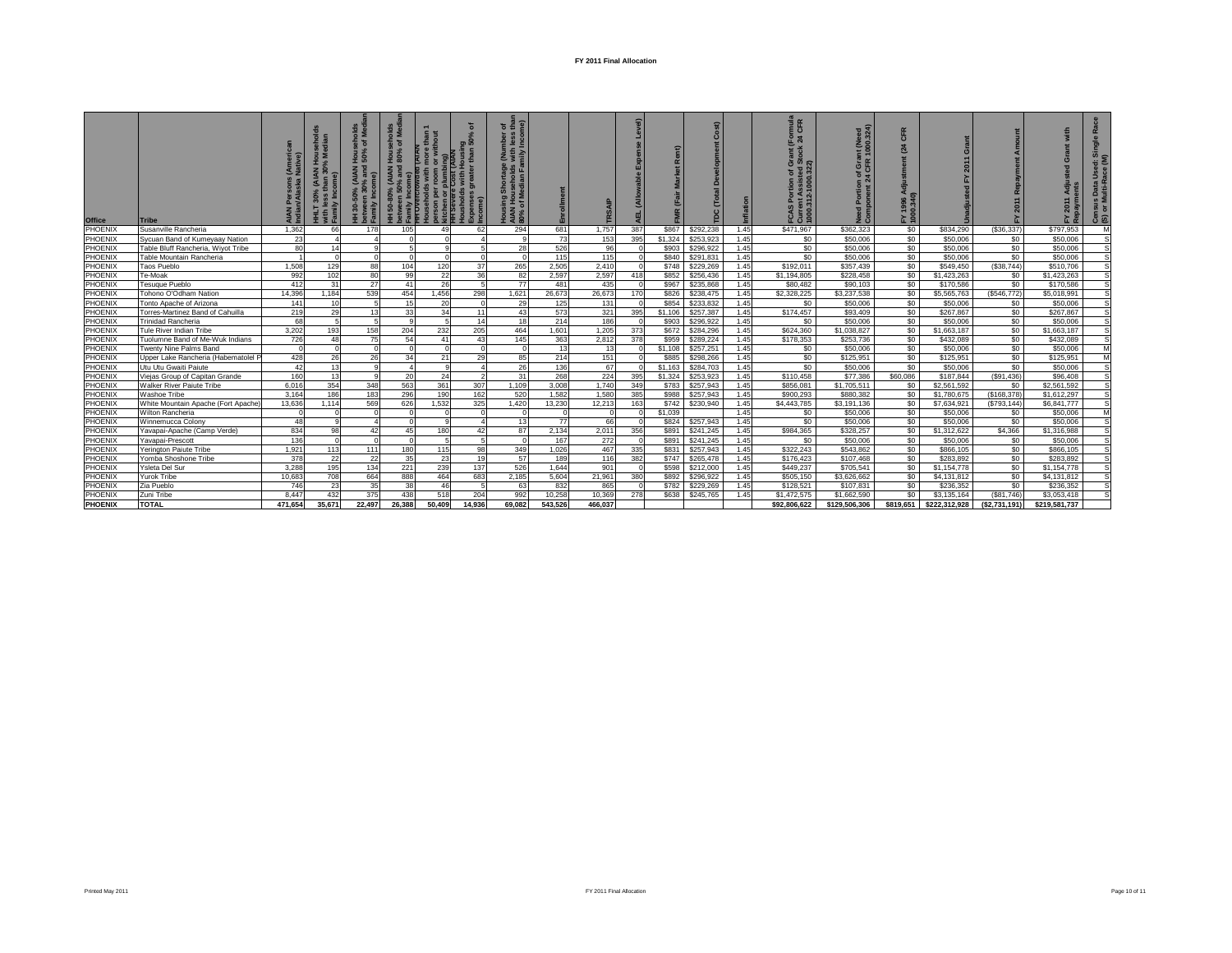# FY 2011 Final Allocation

| Office | Tribe | AIAN Persons (American Indian/Alaska Native) | HHLT 30% (AIAN Households with less than 30% Median Family Income) | HH 30-50% (AIAN Households between 30% and 50% of Median Family Income) | HH 50-80% (AIAN Households between 50% and 80% of Median Family Income) | HH Overcrowded (AIAN Households with more than 1 person per room or without kitchen or plumbing) | HH Severe Cost (AIAN Households with Housing Expenses greater than 50% of Income) | Housing Shortage (Number of AIAN Households with less than 80% of Median Family Income) | Enrollment | TRSAIP | AEL (Allowable Expense Level) | FMR (Fair Market Rent) | TDC (Total Development Cost) | Inflation | FCAS Portion of Grant (Formula Current Assisted Stock 24 CFR 1000.312-1000.322) | Need Portion of Grant (Need Component 24 CFR 1000.324) | FY 1996 Adjustment (24 CFR 1000.340) | Unadjusted FY 2011 Grant | FY 2011 Repayment Amount | FY 2011 Adjusted Grant with Repayments | Census Data Used: Single Race (S) or Multi-Race (M) |
|---|---|---|---|---|---|---|---|---|---|---|---|---|---|---|---|---|---|---|---|---|---|
| PHOENIX | Susanville Rancheria | 1,362 | 66 | 178 | 105 | 49 | 62 | 294 | 681 | 1,757 | 387 | $867 | $292,238 | 1.45 | $471,967 | $362,323 | $0 | $834,290 | ($36,337) | $797,953 | M |
| PHOENIX | Sycuan Band of Kumeyaay Nation | 23 | 4 | 4 | 0 | 0 | 4 | 9 | 73 | 153 | 395 | $1,324 | $253,923 | 1.45 | $0 | $50,006 | $0 | $50,006 | $0 | $50,006 | S |
| PHOENIX | Table Bluff Rancheria, Wiyot Tribe | 80 | 14 | 9 | 5 | 9 | 5 | 28 | 526 | 96 | 0 | $903 | $296,922 | 1.45 | $0 | $50,006 | $0 | $50,006 | $0 | $50,006 | S |
| PHOENIX | Table Mountain Rancheria | 1 | 0 | 0 | 0 | 0 | 0 | 0 | 115 | 115 | 0 | $840 | $291,831 | 1.45 | $0 | $50,006 | $0 | $50,006 | $0 | $50,006 | S |
| PHOENIX | Taos Pueblo | 1,508 | 129 | 88 | 104 | 120 | 37 | 265 | 2,505 | 2,410 | 0 | $748 | $229,269 | 1.45 | $192,011 | $357,439 | $0 | $549,450 | ($38,744) | $510,706 | S |
| PHOENIX | Te-Moak | 992 | 102 | 80 | 99 | 22 | 36 | 82 | 2,597 | 2,597 | 418 | $852 | $256,436 | 1.45 | $1,194,805 | $228,458 | $0 | $1,423,263 | $0 | $1,423,263 | S |
| PHOENIX | Tesuque Pueblo | 412 | 31 | 27 | 41 | 26 | 5 | 77 | 481 | 435 | 0 | $967 | $235,868 | 1.45 | $80,482 | $90,103 | $0 | $170,586 | $0 | $170,586 | S |
| PHOENIX | Tohono O'Odham Nation | 14,396 | 1,184 | 539 | 454 | 1,456 | 298 | 1,621 | 26,673 | 26,673 | 170 | $826 | $238,475 | 1.45 | $2,328,225 | $3,237,538 | $0 | $5,565,763 | ($546,772) | $5,018,991 | S |
| PHOENIX | Tonto Apache of Arizona | 141 | 10 | 5 | 15 | 20 | 0 | 29 | 125 | 131 | 0 | $854 | $233,832 | 1.45 | $0 | $50,006 | $0 | $50,006 | $0 | $50,006 | S |
| PHOENIX | Torres-Martinez Band of Cahuilla | 219 | 29 | 13 | 33 | 34 | 11 | 43 | 573 | 321 | 395 | $1,106 | $257,387 | 1.45 | $174,457 | $93,409 | $0 | $267,867 | $0 | $267,867 | S |
| PHOENIX | Trinidad Rancheria | 68 | 5 | 5 | 9 | 5 | 14 | 18 | 214 | 186 | 0 | $903 | $296,922 | 1.45 | $0 | $50,006 | $0 | $50,006 | $0 | $50,006 | S |
| PHOENIX | Tule River Indian Tribe | 3,202 | 193 | 158 | 204 | 232 | 205 | 464 | 1,601 | 1,205 | 373 | $672 | $284,296 | 1.45 | $624,360 | $1,038,827 | $0 | $1,663,187 | $0 | $1,663,187 | S |
| PHOENIX | Tuolumne Band of Me-Wuk Indians | 726 | 48 | 75 | 54 | 41 | 43 | 145 | 363 | 2,812 | 378 | $959 | $289,224 | 1.45 | $178,353 | $253,736 | $0 | $432,089 | $0 | $432,089 | S |
| PHOENIX | Twenty Nine Palms Band | 0 | 0 | 0 | 0 | 0 | 0 | 0 | 13 | 13 | 0 | $1,108 | $257,251 | 1.45 | $0 | $50,006 | $0 | $50,006 | $0 | $50,006 | M |
| PHOENIX | Upper Lake Rancheria (Habematolel P | 428 | 26 | 26 | 34 | 21 | 29 | 85 | 214 | 151 | 0 | $885 | $298,266 | 1.45 | $0 | $125,951 | $0 | $125,951 | $0 | $125,951 | M |
| PHOENIX | Utu Utu Gwaiti Paiute | 42 | 13 | 9 | 4 | 9 | 4 | 26 | 136 | 67 | 0 | $1,163 | $284,703 | 1.45 | $0 | $50,006 | $0 | $50,006 | $0 | $50,006 | S |
| PHOENIX | Viejas Group of Capitan Grande | 160 | 13 | 9 | 20 | 24 | 2 | 31 | 268 | 224 | 395 | $1,324 | $253,923 | 1.45 | $110,458 | $77,386 | $60,086 | $187,844 | ($91,436) | $96,408 | S |
| PHOENIX | Walker River Paiute Tribe | 6,016 | 354 | 348 | 563 | 361 | 307 | 1,109 | 3,008 | 1,740 | 349 | $783 | $257,943 | 1.45 | $856,081 | $1,705,511 | $0 | $2,561,592 | $0 | $2,561,592 | S |
| PHOENIX | Washoe Tribe | 3,164 | 186 | 183 | 296 | 190 | 162 | 520 | 1,582 | 1,580 | 385 | $988 | $257,943 | 1.45 | $900,293 | $880,382 | $0 | $1,780,675 | ($168,378) | $1,612,297 | S |
| PHOENIX | White Mountain Apache (Fort Apache) | 13,636 | 1,114 | 569 | 626 | 1,532 | 325 | 1,420 | 13,230 | 12,213 | 163 | $742 | $230,940 | 1.45 | $4,443,785 | $3,191,136 | $0 | $7,634,921 | ($793,144) | $6,841,777 | S |
| PHOENIX | Wilton Rancheria | 0 | 0 | 0 | 0 | 0 | 0 | 0 | 0 | 0 | 0 | $1,039 | | 1.45 | $0 | $50,006 | $0 | $50,006 | $0 | $50,006 | M |
| PHOENIX | Winnemucca Colony | 48 | 9 | 4 | 0 | 9 | 4 | 13 | 77 | 66 | 0 | $824 | $257,943 | 1.45 | $0 | $50,006 | $0 | $50,006 | $0 | $50,006 | S |
| PHOENIX | Yavapai-Apache (Camp Verde) | 834 | 98 | 42 | 45 | 180 | 42 | 87 | 2,134 | 2,011 | 356 | $891 | $241,245 | 1.45 | $984,365 | $328,257 | $0 | $1,312,622 | $4,366 | $1,316,988 | S |
| PHOENIX | Yavapai-Prescott | 136 | 0 | 0 | 0 | 5 | 5 | 0 | 167 | 272 | 0 | $891 | $241,245 | 1.45 | $0 | $50,006 | $0 | $50,006 | $0 | $50,006 | S |
| PHOENIX | Yerington Paiute Tribe | 1,921 | 113 | 111 | 180 | 115 | 98 | 349 | 1,026 | 467 | 335 | $831 | $257,943 | 1.45 | $322,243 | $543,862 | $0 | $866,105 | $0 | $866,105 | S |
| PHOENIX | Yomba Shoshone Tribe | 378 | 22 | 22 | 35 | 23 | 19 | 57 | 189 | 116 | 382 | $747 | $265,478 | 1.45 | $176,423 | $107,468 | $0 | $283,892 | $0 | $283,892 | S |
| PHOENIX | Ysleta Del Sur | 3,288 | 195 | 134 | 221 | 239 | 137 | 526 | 1,644 | 901 | 0 | $598 | $212,000 | 1.45 | $449,237 | $705,541 | $0 | $1,154,778 | $0 | $1,154,778 | S |
| PHOENIX | Yurok Tribe | 10,683 | 708 | 664 | 888 | 464 | 683 | 2,185 | 5,604 | 21,961 | 380 | $892 | $296,922 | 1.45 | $505,150 | $3,626,662 | $0 | $4,131,812 | $0 | $4,131,812 | S |
| PHOENIX | Zia Pueblo | 746 | 23 | 35 | 38 | 46 | 5 | 63 | 832 | 865 | 0 | $782 | $229,269 | 1.45 | $128,521 | $107,831 | $0 | $236,352 | $0 | $236,352 | S |
| PHOENIX | Zuni Tribe | 8,447 | 432 | 375 | 438 | 518 | 204 | 992 | 10,258 | 10,369 | 278 | $638 | $245,765 | 1.45 | $1,472,575 | $1,662,590 | $0 | $3,135,164 | ($81,746) | $3,053,418 | S |
| **PHOENIX** | **TOTAL** | **471,654** | **35,671** | **22,497** | **26,388** | **50,409** | **14,936** | **69,082** | **543,526** | **466,037** | | | | | **$92,806,622** | **$129,506,306** | **$819,651** | **$222,312,928** | **($2,731,191)** | **$219,581,737** | |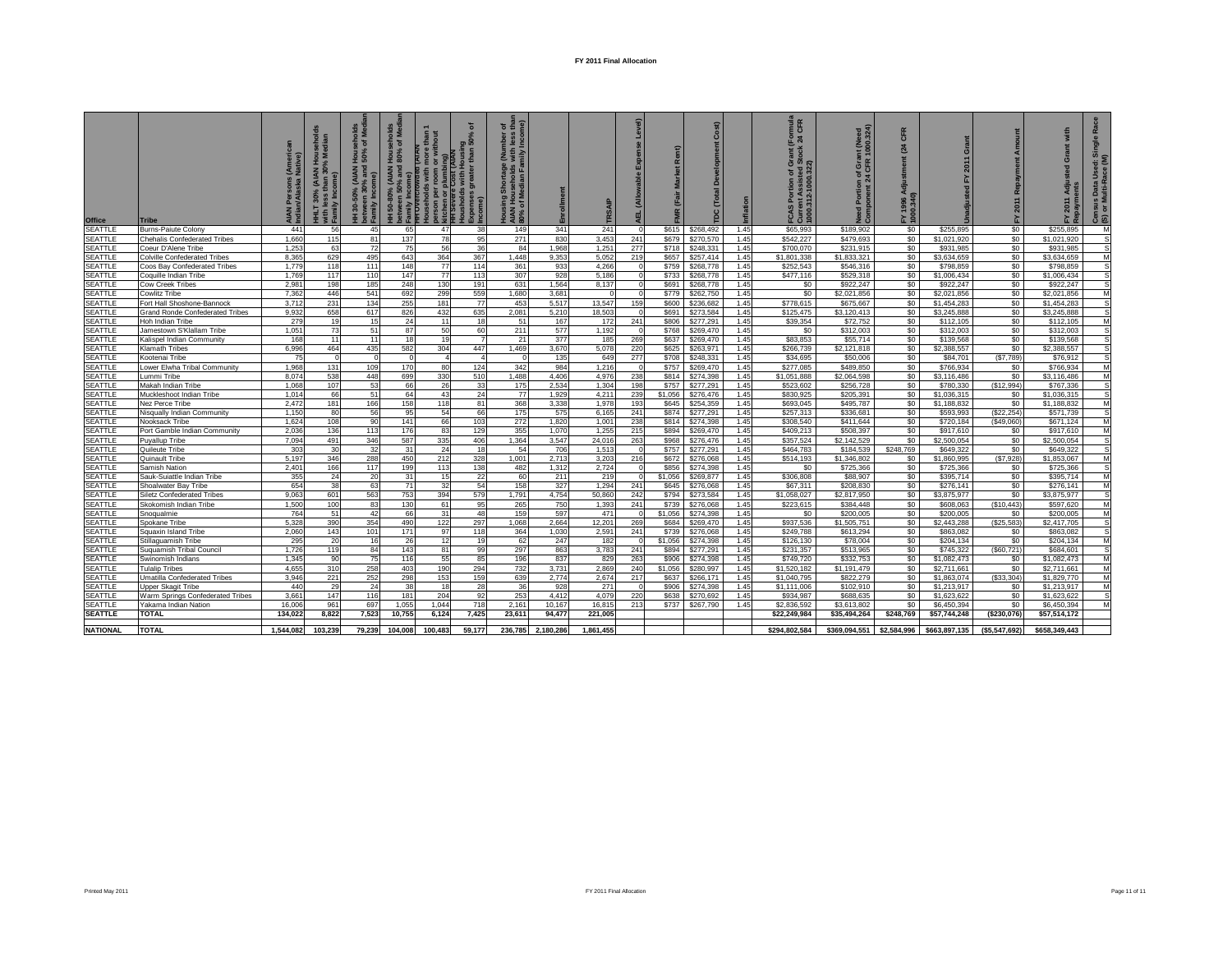# FY 2011 Final Allocation

| Office | Tribe | AIAN Persons (American Indian/Alaska Native) | HHLT 30% (AIAN Households with less than 30% Median Family Income) | HH 30-50% (AIAN Households between 30% and 50% of Median Family Income) | HH 50-80% (AIAN Households between 50% and 80% of Median Family Income) | HH Overcrowded (AIAN Households with more than 1 person per room or without kitchen or plumbing) | HH Severe Cost (AIAN Households with Housing Expenses greater than 50% of Income) | Housing Shortage (Number of AIAN Households with less than 80% of Median Family Income) | Enrollment | TRSAIP | AEL (Allowable Expense Level) | FMR (Fair Market Rent) | TDC (Total Development Cost) | Inflation | FCAS Portion of Grant (Formula Current Assisted Stock 24 CFR 1000.312-1000.322) | Need Portion of Grant (Need Component 24 CFR 1000.324) | FY 1996 Adjustment (24 CFR 1000.340) | Unadjusted FY 2011 Grant | FY 2011 Repayment Amount | FY 2011 Adjusted Grant with Repayments | Census Data Used: Single Race (S) or Multi-Race (M) |
|---|---|---|---|---|---|---|---|---|---|---|---|---|---|---|---|---|---|---|---|---|---|
| SEATTLE | Burns-Paiute Colony | 441 | 56 | 45 | 65 | 47 | 38 | 149 | 341 | 241 | 0 | $615 | $268,492 | 1.45 | $65,993 | $189,902 | $0 | $255,895 | $0 | $255,895 | M |
| SEATTLE | Chehalis Confederated Tribes | 1,660 | 115 | 81 | 137 | 78 | 95 | 271 | 830 | 3,453 | 241 | $679 | $270,570 | 1.45 | $542,227 | $479,693 | $0 | $1,021,920 | $0 | $1,021,920 | S |
| SEATTLE | Coeur D'Alene Tribe | 1,253 | 63 | 72 | 75 | 56 | 36 | 84 | 1,968 | 1,251 | 277 | $718 | $248,331 | 1.45 | $700,070 | $231,915 | $0 | $931,985 | $0 | $931,985 | S |
| SEATTLE | Colville Confederated Tribes | 8,365 | 629 | 495 | 643 | 364 | 367 | 1,448 | 9,353 | 5,052 | 219 | $657 | $257,414 | 1.45 | $1,801,338 | $1,833,321 | $0 | $3,634,659 | $0 | $3,634,659 | M |
| SEATTLE | Coos Bay Confederated Tribes | 1,779 | 118 | 111 | 148 | 77 | 114 | 361 | 933 | 4,266 | 0 | $759 | $268,778 | 1.45 | $252,543 | $546,316 | $0 | $798,859 | $0 | $798,859 | S |
| SEATTLE | Coquille Indian Tribe | 1,769 | 117 | 110 | 147 | 77 | 113 | 307 | 928 | 5,186 | 0 | $733 | $268,778 | 1.45 | $477,116 | $529,318 | $0 | $1,006,434 | $0 | $1,006,434 | S |
| SEATTLE | Cow Creek Tribes | 2,981 | 198 | 185 | 248 | 130 | 191 | 631 | 1,564 | 8,137 | 0 | $691 | $268,778 | 1.45 | $0 | $922,247 | $0 | $922,247 | $0 | $922,247 | S |
| SEATTLE | Cowlitz Tribe | 7,362 | 446 | 541 | 692 | 299 | 559 | 1,680 | 3,681 | 0 | 0 | $779 | $262,750 | 1.45 | $0 | $2,021,856 | $0 | $2,021,856 | $0 | $2,021,856 | M |
| SEATTLE | Fort Hall Shoshone-Bannock | 3,712 | 231 | 134 | 255 | 181 | 77 | 453 | 5,517 | 13,547 | 159 | $600 | $236,682 | 1.45 | $778,615 | $675,667 | $0 | $1,454,283 | $0 | $1,454,283 | S |
| SEATTLE | Grand Ronde Confederated Tribes | 9,932 | 658 | 617 | 826 | 432 | 635 | 2,081 | 5,210 | 18,503 | 0 | $691 | $273,584 | 1.45 | $125,475 | $3,120,413 | $0 | $3,245,888 | $0 | $3,245,888 | S |
| SEATTLE | Hoh Indian Tribe | 279 | 19 | 15 | 24 | 11 | 18 | 51 | 167 | 172 | 241 | $806 | $277,291 | 1.45 | $39,354 | $72,752 | $0 | $112,105 | $0 | $112,105 | M |
| SEATTLE | Jamestown S'Klallam Tribe | 1,051 | 73 | 51 | 87 | 50 | 60 | 211 | 577 | 1,192 | 0 | $768 | $269,470 | 1.45 | $0 | $312,003 | $0 | $312,003 | $0 | $312,003 | S |
| SEATTLE | Kalispel Indian Community | 168 | 11 | 11 | 18 | 19 | 7 | 21 | 377 | 185 | 269 | $637 | $269,470 | 1.45 | $83,853 | $55,714 | $0 | $139,568 | $0 | $139,568 | S |
| SEATTLE | Klamath Tribes | 6,996 | 464 | 435 | 582 | 304 | 447 | 1,469 | 3,670 | 5,078 | 220 | $625 | $263,971 | 1.45 | $266,739 | $2,121,818 | $0 | $2,388,557 | $0 | $2,388,557 | S |
| SEATTLE | Kootenai Tribe | 75 | 0 | 0 | 0 | 4 | 4 | 0 | 135 | 649 | 277 | $708 | $248,331 | 1.45 | $34,695 | $50,006 | $0 | $84,701 | ($7,789) | $76,912 | S |
| SEATTLE | Lower Elwha Tribal Community | 1,968 | 131 | 109 | 170 | 80 | 124 | 342 | 984 | 1,216 | 0 | $757 | $269,470 | 1.45 | $277,085 | $489,850 | $0 | $766,934 | $0 | $766,934 | M |
| SEATTLE | Lummi Tribe | 8,074 | 538 | 448 | 699 | 330 | 510 | 1,488 | 4,406 | 4,976 | 238 | $814 | $274,398 | 1.45 | $1,051,888 | $2,064,598 | $0 | $3,116,486 | $0 | $3,116,486 | M |
| SEATTLE | Makah Indian Tribe | 1,068 | 107 | 53 | 66 | 26 | 33 | 175 | 2,534 | 1,304 | 198 | $757 | $277,291 | 1.45 | $523,602 | $256,728 | $0 | $780,330 | ($12,994) | $767,336 | S |
| SEATTLE | Muckleshoot Indian Tribe | 1,014 | 66 | 51 | 64 | 43 | 24 | 77 | 1,929 | 4,211 | 239 | $1,056 | $276,476 | 1.45 | $830,925 | $205,391 | $0 | $1,036,315 | $0 | $1,036,315 | S |
| SEATTLE | Nez Perce Tribe | 2,472 | 181 | 166 | 158 | 118 | 81 | 368 | 3,338 | 1,978 | 193 | $645 | $254,359 | 1.45 | $693,045 | $495,787 | $0 | $1,188,832 | $0 | $1,188,832 | M |
| SEATTLE | Nisqually Indian Community | 1,150 | 80 | 56 | 95 | 54 | 66 | 175 | 575 | 6,165 | 241 | $874 | $277,291 | 1.45 | $257,313 | $336,681 | $0 | $593,993 | ($22,254) | $571,739 | S |
| SEATTLE | Nooksack Tribe | 1,624 | 108 | 90 | 141 | 66 | 103 | 272 | 1,820 | 1,001 | 238 | $814 | $274,398 | 1.45 | $308,540 | $411,644 | $0 | $720,184 | ($49,060) | $671,124 | M |
| SEATTLE | Port Gamble Indian Community | 2,036 | 136 | 113 | 176 | 83 | 129 | 355 | 1,070 | 1,255 | 215 | $894 | $269,470 | 1.45 | $409,213 | $508,397 | $0 | $917,610 | $0 | $917,610 | M |
| SEATTLE | Puyallup Tribe | 7,094 | 491 | 346 | 587 | 335 | 406 | 1,364 | 3,547 | 24,016 | 263 | $968 | $276,476 | 1.45 | $357,524 | $2,142,529 | $0 | $2,500,054 | $0 | $2,500,054 | S |
| SEATTLE | Quileute Tribe | 303 | 30 | 32 | 31 | 24 | 18 | 54 | 706 | 1,513 | 0 | $757 | $277,291 | 1.45 | $464,783 | $184,539 | $248,769 | $649,322 | $0 | $649,322 | S |
| SEATTLE | Quinault Tribe | 5,197 | 346 | 288 | 450 | 212 | 328 | 1,001 | 2,713 | 3,203 | 216 | $672 | $276,068 | 1.45 | $514,193 | $1,346,802 | $0 | $1,860,995 | ($7,928) | $1,853,067 | M |
| SEATTLE | Samish Nation | 2,401 | 166 | 117 | 199 | 113 | 138 | 482 | 1,312 | 2,724 | 0 | $856 | $274,398 | 1.45 | $0 | $725,366 | $0 | $725,366 | $0 | $725,366 | S |
| SEATTLE | Sauk-Suiattle Indian Tribe | 355 | 24 | 20 | 31 | 15 | 22 | 60 | 211 | 219 | 0 | $1,056 | $269,877 | 1.45 | $306,808 | $88,907 | $0 | $395,714 | $0 | $395,714 | M |
| SEATTLE | Shoalwater Bay Tribe | 654 | 38 | 63 | 71 | 32 | 54 | 158 | 327 | 1,294 | 241 | $645 | $276,068 | 1.45 | $67,311 | $208,830 | $0 | $276,141 | $0 | $276,141 | M |
| SEATTLE | Siletz Confederated Tribes | 9,063 | 601 | 563 | 753 | 394 | 579 | 1,791 | 4,754 | 50,860 | 242 | $794 | $273,584 | 1.45 | $1,058,027 | $2,817,950 | $0 | $3,875,977 | $0 | $3,875,977 | S |
| SEATTLE | Skokomish Indian Tribe | 1,500 | 100 | 83 | 130 | 61 | 95 | 265 | 750 | 1,393 | 241 | $739 | $276,068 | 1.45 | $223,615 | $384,448 | $0 | $608,063 | ($10,443) | $597,620 | M |
| SEATTLE | Snoqualmie | 764 | 51 | 42 | 66 | 31 | 48 | 159 | 597 | 471 | 0 | $1,056 | $274,398 | 1.45 | $0 | $200,005 | $0 | $200,005 | $0 | $200,005 | M |
| SEATTLE | Spokane Tribe | 5,328 | 390 | 354 | 490 | 122 | 297 | 1,068 | 2,664 | 12,201 | 269 | $684 | $269,470 | 1.45 | $937,536 | $1,505,751 | $0 | $2,443,288 | ($25,583) | $2,417,705 | S |
| SEATTLE | Squaxin Island Tribe | 2,060 | 143 | 101 | 171 | 97 | 118 | 364 | 1,030 | 2,591 | 241 | $739 | $276,068 | 1.45 | $249,788 | $613,294 | $0 | $863,082 | $0 | $863,082 | S |
| SEATTLE | Stillaguamish Tribe | 295 | 20 | 16 | 26 | 12 | 19 | 62 | 247 | 182 | 0 | $1,056 | $274,398 | 1.45 | $126,130 | $78,004 | $0 | $204,134 | $0 | $204,134 | M |
| SEATTLE | Suquamish Tribal Council | 1,726 | 119 | 84 | 143 | 81 | 99 | 297 | 863 | 3,783 | 241 | $894 | $277,291 | 1.45 | $231,357 | $513,965 | $0 | $745,322 | ($60,721) | $684,601 | S |
| SEATTLE | Swinomish Indians | 1,345 | 90 | 75 | 116 | 55 | 85 | 196 | 837 | 829 | 263 | $906 | $274,398 | 1.45 | $749,720 | $332,753 | $0 | $1,082,473 | $0 | $1,082,473 | M |
| SEATTLE | Tulalip Tribes | 4,655 | 310 | 258 | 403 | 190 | 294 | 732 | 3,731 | 2,869 | 240 | $1,056 | $280,997 | 1.45 | $1,520,182 | $1,191,479 | $0 | $2,711,661 | $0 | $2,711,661 | M |
| SEATTLE | Umatilla Confederated Tribes | 3,946 | 221 | 252 | 298 | 153 | 159 | 639 | 2,774 | 2,674 | 217 | $637 | $266,171 | 1.45 | $1,040,795 | $822,279 | $0 | $1,863,074 | ($33,304) | $1,829,770 | M |
| SEATTLE | Upper Skagit Tribe | 440 | 29 | 24 | 38 | 18 | 28 | 36 | 928 | 271 | 0 | $906 | $274,398 | 1.45 | $1,111,006 | $102,910 | $0 | $1,213,917 | $0 | $1,213,917 | M |
| SEATTLE | Warm Springs Confederated Tribes | 3,661 | 147 | 116 | 181 | 204 | 92 | 253 | 4,412 | 4,079 | 220 | $638 | $270,692 | 1.45 | $934,987 | $688,635 | $0 | $1,623,622 | $0 | $1,623,622 | S |
| SEATTLE | Yakama Indian Nation | 16,006 | 961 | 697 | 1,055 | 1,044 | 718 | 2,161 | 10,167 | 16,815 | 213 | $737 | $267,790 | 1.45 | $2,836,592 | $3,613,802 | $0 | $6,450,394 | $0 | $6,450,394 | M |
| **SEATTLE** | **TOTAL** | **134,022** | **8,822** | **7,523** | **10,755** | **6,124** | **7,425** | **23,611** | **94,477** | **221,005** | | | | | **$22,249,984** | **$35,494,264** | **$248,769** | **$57,744,248** | **($230,076)** | **$57,514,172** | |
| **NATIONAL** | **TOTAL** | **1,544,082** | **103,239** | **79,239** | **104,008** | **100,483** | **59,177** | **236,785** | **2,180,286** | **1,861,455** | | | | | **$294,802,584** | **$369,094,551** | **$2,584,996** | **$663,897,135** | **($5,547,692)** | **$658,349,443** | |

Printed May 2011